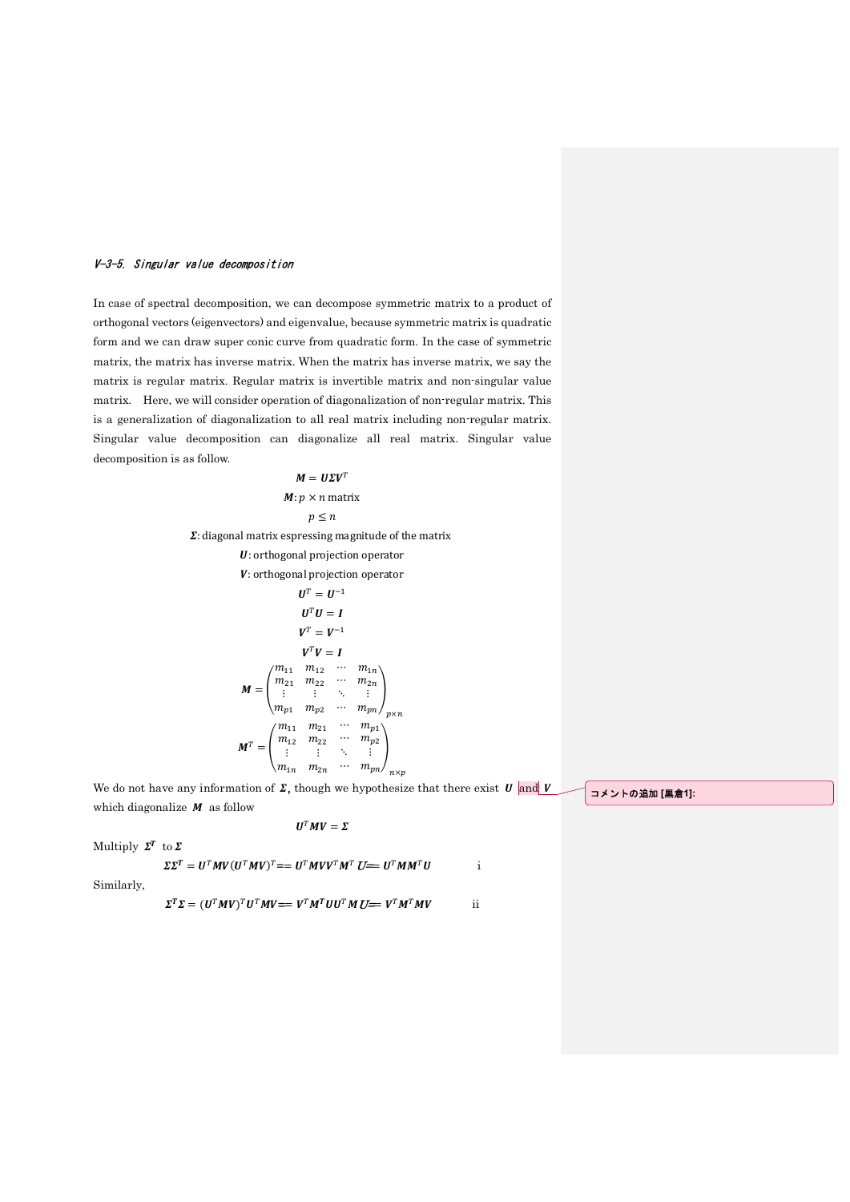### V-3-5. Singular value decomposition

In case of spectral decomposition, we can decompose symmetric matrix to a product of orthogonal vectors (eigenvectors) and eigenvalue, because symmetric matrix is quadratic form and we can draw super conic curve from quadratic form. In the case of symmetric matrix, the matrix has inverse matrix. When the matrix has inverse matrix, we say the matrix is regular matrix. Regular matrix is invertible matrix and non-singular value matrix.  Here, we will consider operation of diagonalization of non-regular matrix. This is a generalization of diagonalization to all real matrix including non-regular matrix. Singular value decomposition can diagonalize all real matrix. Singular value decomposition is as follow.

$$\boldsymbol{M} = \boldsymbol{U\Sigma V}^T$$

$$\boldsymbol{M}: p \times n \text{ matrix}$$

$$p \leq n$$

$$\boldsymbol{\Sigma}: \text{diagonal matrix espressing magnitude of the matrix}$$

$$\boldsymbol{U}: \text{orthogonal projection operator}$$

$$\boldsymbol{V}: \text{orthogonal projection operator}$$

$$\boldsymbol{U}^T = \boldsymbol{U}^{-1}$$

$$\boldsymbol{U}^T\boldsymbol{U} = \boldsymbol{I}$$

$$\boldsymbol{V}^T = \boldsymbol{V}^{-1}$$

$$\boldsymbol{V}^T\boldsymbol{V} = \boldsymbol{I}$$

$$\boldsymbol{M} = \begin{pmatrix} m_{11} & m_{12} & \cdots & m_{1n} \\ m_{21} & m_{22} & \cdots & m_{2n} \\ \vdots & \vdots & \ddots & \vdots \\ m_{p1} & m_{p2} & \cdots & m_{pn} \end{pmatrix}_{p \times n}$$

$$\boldsymbol{M}^T = \begin{pmatrix} m_{11} & m_{21} & \cdots & m_{p1} \\ m_{12} & m_{22} & \cdots & m_{p2} \\ \vdots & \vdots & \ddots & \vdots \\ m_{1n} & m_{2n} & \cdots & m_{pn} \end{pmatrix}_{n \times p}$$

We do not have any information of $\boldsymbol{\Sigma}$, though we hypothesize that there exist $\boldsymbol{U}$ and $\boldsymbol{V}$ which diagonalize $\boldsymbol{M}$ as follow

コメントの追加 [黒倉1]:

$$\boldsymbol{U}^T\boldsymbol{M}\boldsymbol{V} = \boldsymbol{\Sigma}$$

Multiply $\boldsymbol{\Sigma}^T$ to $\boldsymbol{\Sigma}$

$$\boldsymbol{\Sigma}\boldsymbol{\Sigma}^T = \boldsymbol{U}^T\boldsymbol{M}\boldsymbol{V}(\boldsymbol{U}^T\boldsymbol{M}\boldsymbol{V})^T == \boldsymbol{U}^T\boldsymbol{M}\boldsymbol{V}\boldsymbol{V}^T\boldsymbol{M}^T\boldsymbol{U} == \boldsymbol{U}^T\boldsymbol{M}\boldsymbol{M}^T\boldsymbol{U} \qquad \text{i}$$

Similarly,

$$\boldsymbol{\Sigma}^T\boldsymbol{\Sigma} = (\boldsymbol{U}^T\boldsymbol{M}\boldsymbol{V})^T\boldsymbol{U}^T\boldsymbol{M}\boldsymbol{V} == \boldsymbol{V}^T\boldsymbol{M}^T\boldsymbol{U}\boldsymbol{U}^T\boldsymbol{M}\boldsymbol{U} == \boldsymbol{V}^T\boldsymbol{M}^T\boldsymbol{M}\boldsymbol{V} \qquad \text{ii}$$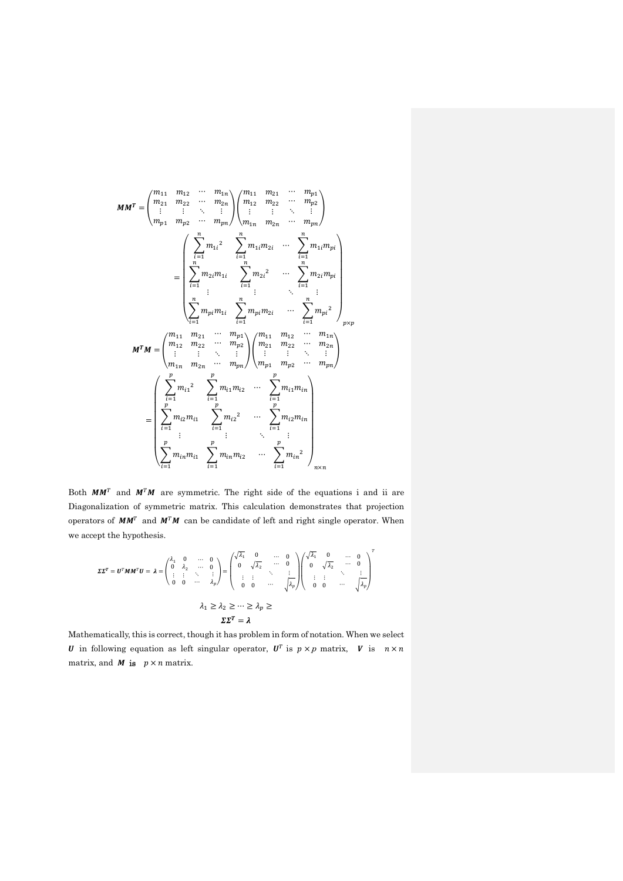$$
\boldsymbol{MM^T} = \begin{pmatrix} m_{11} & m_{12} & \cdots & m_{1n} \\ m_{21} & m_{22} & \cdots & m_{2n} \\ \vdots & \vdots & \ddots & \vdots \\ m_{p1} & m_{p2} & \cdots & m_{pn} \end{pmatrix} \begin{pmatrix} m_{11} & m_{21} & \cdots & m_{p1} \\ m_{12} & m_{22} & \cdots & m_{p2} \\ \vdots & \vdots & \ddots & \vdots \\ m_{1n} & m_{2n} & \cdots & m_{pn} \end{pmatrix}
$$

$$
= \begin{pmatrix} \sum_{i=1}^{n} m_{1i}{}^2 & \sum_{i=1}^{n} m_{1i}m_{2i} & \cdots & \sum_{i=1}^{n} m_{1i}m_{pi} \\ \sum_{i=1}^{n} m_{2i}m_{1i} & \sum_{i=1}^{n} m_{2i}{}^2 & \cdots & \sum_{i=1}^{n} m_{2i}m_{pi} \\ \vdots & \vdots & \ddots & \vdots \\ \sum_{i=1}^{n} m_{pi}m_{1i} & \sum_{i=1}^{n} m_{pi}m_{2i} & \cdots & \sum_{i=1}^{n} m_{pi}{}^2 \end{pmatrix}_{p\times p}
$$

$$
\boldsymbol{M^T M} = \begin{pmatrix} m_{11} & m_{21} & \cdots & m_{p1} \\ m_{12} & m_{22} & \cdots & m_{p2} \\ \vdots & \vdots & \ddots & \vdots \\ m_{1n} & m_{2n} & \cdots & m_{pn} \end{pmatrix} \begin{pmatrix} m_{11} & m_{12} & \cdots & m_{1n} \\ m_{21} & m_{22} & \cdots & m_{2n} \\ \vdots & \vdots & \ddots & \vdots \\ m_{p1} & m_{p2} & \cdots & m_{pn} \end{pmatrix}
$$

$$
= \begin{pmatrix} \sum_{i=1}^{p} m_{i1}{}^2 & \sum_{i=1}^{p} m_{i1}m_{i2} & \cdots & \sum_{i=1}^{p} m_{i1}m_{in} \\ \sum_{i=1}^{p} m_{i2}m_{i1} & \sum_{i=1}^{p} m_{i2}{}^2 & \cdots & \sum_{i=1}^{p} m_{i2}m_{in} \\ \vdots & \vdots & \ddots & \vdots \\ \sum_{i=1}^{p} m_{in}m_{i1} & \sum_{i=1}^{p} m_{in}m_{i2} & \cdots & \sum_{i=1}^{p} m_{in}{}^2 \end{pmatrix}_{n\times n}
$$

Both $\boldsymbol{MM}^T$ and $\boldsymbol{M}^T\boldsymbol{M}$ are symmetric. The right side of the equations i and ii are Diagonalization of symmetric matrix. This calculation demonstrates that projection operators of $\boldsymbol{MM}^T$ and $\boldsymbol{M}^T\boldsymbol{M}$ can be candidate of left and right single operator. When we accept the hypothesis.

$$
\boldsymbol{\Sigma\Sigma^T} = \boldsymbol{U}^T\boldsymbol{MM}^T\boldsymbol{U} = \boldsymbol{\lambda} = \begin{pmatrix} \lambda_1 & 0 & \cdots & 0 \\ 0 & \lambda_2 & \cdots & 0 \\ \vdots & \vdots & \ddots & \vdots \\ 0 & 0 & \cdots & \lambda_p \end{pmatrix} = \begin{pmatrix} \sqrt{\lambda_1} & 0 & \cdots & 0 \\ 0 & \sqrt{\lambda_2} & \cdots & 0 \\ \vdots & \vdots & \ddots & \vdots \\ 0 & 0 & \cdots & \sqrt{\lambda_p} \end{pmatrix} \begin{pmatrix} \sqrt{\lambda_1} & 0 & \cdots & 0 \\ 0 & \sqrt{\lambda_2} & \cdots & 0 \\ \vdots & \vdots & \ddots & \vdots \\ 0 & 0 & \cdots & \sqrt{\lambda_p} \end{pmatrix}^T
$$

$$
\lambda_1 \geq \lambda_2 \geq \cdots \geq \lambda_p \geq
$$

$$
\boldsymbol{\Sigma\Sigma^T} = \boldsymbol{\lambda}
$$

Mathematically, this is correct, though it has problem in form of notation. When we select $\boldsymbol{U}$ in following equation as left singular operator, $\boldsymbol{U}^T$ is $p \times p$ matrix, $\boldsymbol{V}$ is $n \times n$ matrix, and $\boldsymbol{M}$ is $p \times n$ matrix.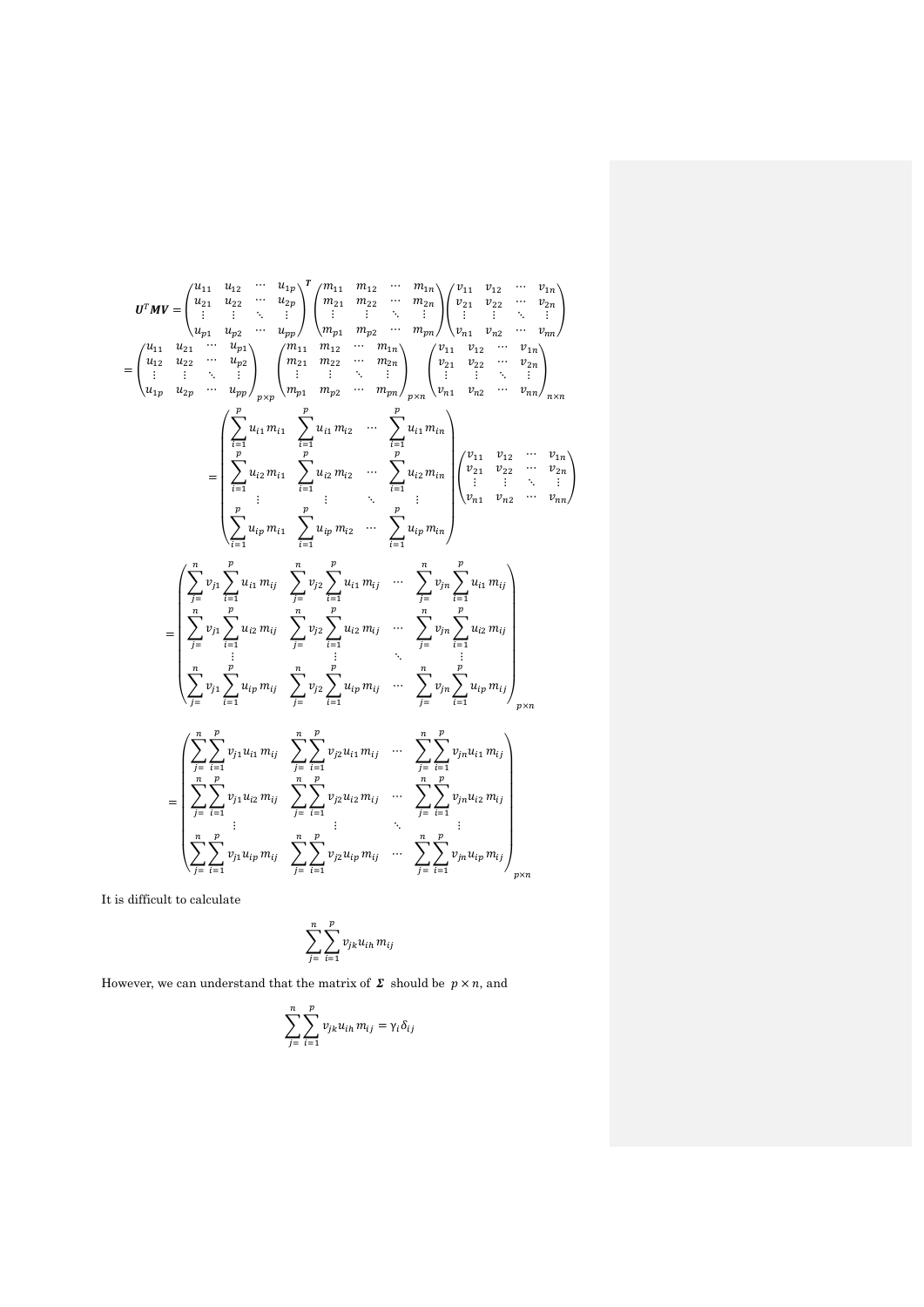$$
\boldsymbol{U}^{T}\boldsymbol{M}\boldsymbol{V} = \begin{pmatrix} u_{11} & u_{12} & \cdots & u_{1p} \\ u_{21} & u_{22} & \cdots & u_{2p} \\ \vdots & \vdots & \ddots & \vdots \\ u_{p1} & u_{p2} & \cdots & u_{pp} \end{pmatrix}^{\boldsymbol{T}} \begin{pmatrix} m_{11} & m_{12} & \cdots & m_{1n} \\ m_{21} & m_{22} & \cdots & m_{2n} \\ \vdots & \vdots & \ddots & \vdots \\ m_{p1} & m_{p2} & \cdots & m_{pn} \end{pmatrix} \begin{pmatrix} v_{11} & v_{12} & \cdots & v_{1n} \\ v_{21} & v_{22} & \cdots & v_{2n} \\ \vdots & \vdots & \ddots & \vdots \\ v_{n1} & v_{n2} & \cdots & v_{nn} \end{pmatrix}
$$

$$
= \begin{pmatrix} u_{11} & u_{21} & \cdots & u_{p1} \\ u_{12} & u_{22} & \cdots & u_{p2} \\ \vdots & \vdots & \ddots & \vdots \\ u_{1p} & u_{2p} & \cdots & u_{pp} \end{pmatrix}_{p\times p} \begin{pmatrix} m_{11} & m_{12} & \cdots & m_{1n} \\ m_{21} & m_{22} & \cdots & m_{2n} \\ \vdots & \vdots & \ddots & \vdots \\ m_{p1} & m_{p2} & \cdots & m_{pn} \end{pmatrix}_{p\times n} \begin{pmatrix} v_{11} & v_{12} & \cdots & v_{1n} \\ v_{21} & v_{22} & \cdots & v_{2n} \\ \vdots & \vdots & \ddots & \vdots \\ v_{n1} & v_{n2} & \cdots & v_{nn} \end{pmatrix}_{n\times n}
$$

$$
= \begin{pmatrix} \sum_{i=1}^{p} u_{i1}\, m_{i1} & \sum_{i=1}^{p} u_{i1}\, m_{i2} & \cdots & \sum_{i=1}^{p} u_{i1}\, m_{in} \\ \sum_{i=1}^{p} u_{i2}\, m_{i1} & \sum_{i=1}^{p} u_{i2}\, m_{i2} & \cdots & \sum_{i=1}^{p} u_{i2}\, m_{in} \\ \vdots & \vdots & \ddots & \vdots \\ \sum_{i=1}^{p} u_{ip}\, m_{i1} & \sum_{i=1}^{p} u_{ip}\, m_{i2} & \cdots & \sum_{i=1}^{p} u_{ip}\, m_{in} \end{pmatrix} \begin{pmatrix} v_{11} & v_{12} & \cdots & v_{1n} \\ v_{21} & v_{22} & \cdots & v_{2n} \\ \vdots & \vdots & \ddots & \vdots \\ v_{n1} & v_{n2} & \cdots & v_{nn} \end{pmatrix}
$$

$$
= \begin{pmatrix} \sum_{j=}^{n} v_{j1} \sum_{i=1}^{p} u_{i1}\, m_{ij} & \sum_{j=}^{n} v_{j2} \sum_{i=1}^{p} u_{i1}\, m_{ij} & \cdots & \sum_{j=}^{n} v_{jn} \sum_{i=1}^{p} u_{i1}\, m_{ij} \\ \sum_{j=}^{n} v_{j1} \sum_{i=1}^{p} u_{i2}\, m_{ij} & \sum_{j=}^{n} v_{j2} \sum_{i=1}^{p} u_{i2}\, m_{ij} & \cdots & \sum_{j=}^{n} v_{jn} \sum_{i=1}^{p} u_{i2}\, m_{ij} \\ \vdots & \vdots & \ddots & \vdots \\ \sum_{j=}^{n} v_{j1} \sum_{i=1}^{p} u_{ip}\, m_{ij} & \sum_{j=}^{n} v_{j2} \sum_{i=1}^{p} u_{ip}\, m_{ij} & \cdots & \sum_{j=}^{n} v_{jn} \sum_{i=1}^{p} u_{ip}\, m_{ij} \end{pmatrix}_{p\times n}
$$

$$
= \begin{pmatrix} \sum_{j=}^{n} \sum_{i=1}^{p} v_{j1} u_{i1}\, m_{ij} & \sum_{j=}^{n} \sum_{i=1}^{p} v_{j2} u_{i1}\, m_{ij} & \cdots & \sum_{j=}^{n} \sum_{i=1}^{p} v_{jn} u_{i1}\, m_{ij} \\ \sum_{j=}^{n} \sum_{i=1}^{p} v_{j1} u_{i2}\, m_{ij} & \sum_{j=}^{n} \sum_{i=1}^{p} v_{j2} u_{i2}\, m_{ij} & \cdots & \sum_{j=}^{n} \sum_{i=1}^{p} v_{jn} u_{i2}\, m_{ij} \\ \vdots & \vdots & \ddots & \vdots \\ \sum_{j=}^{n} \sum_{i=1}^{p} v_{j1} u_{ip}\, m_{ij} & \sum_{j=}^{n} \sum_{i=1}^{p} v_{j2} u_{ip}\, m_{ij} & \cdots & \sum_{j=}^{n} \sum_{i=1}^{p} v_{jn} u_{ip}\, m_{ij} \end{pmatrix}_{p\times n}
$$

It is difficult to calculate

$$
\sum_{j=}^{n} \sum_{i=1}^{p} v_{jk} u_{ih}\, m_{ij}
$$

However, we can understand that the matrix of $\boldsymbol{\Sigma}$ should be $p \times n$, and

$$
\sum_{j=}^{n} \sum_{i=1}^{p} v_{jk} u_{ih}\, m_{ij} = \gamma_i \delta_{ij}
$$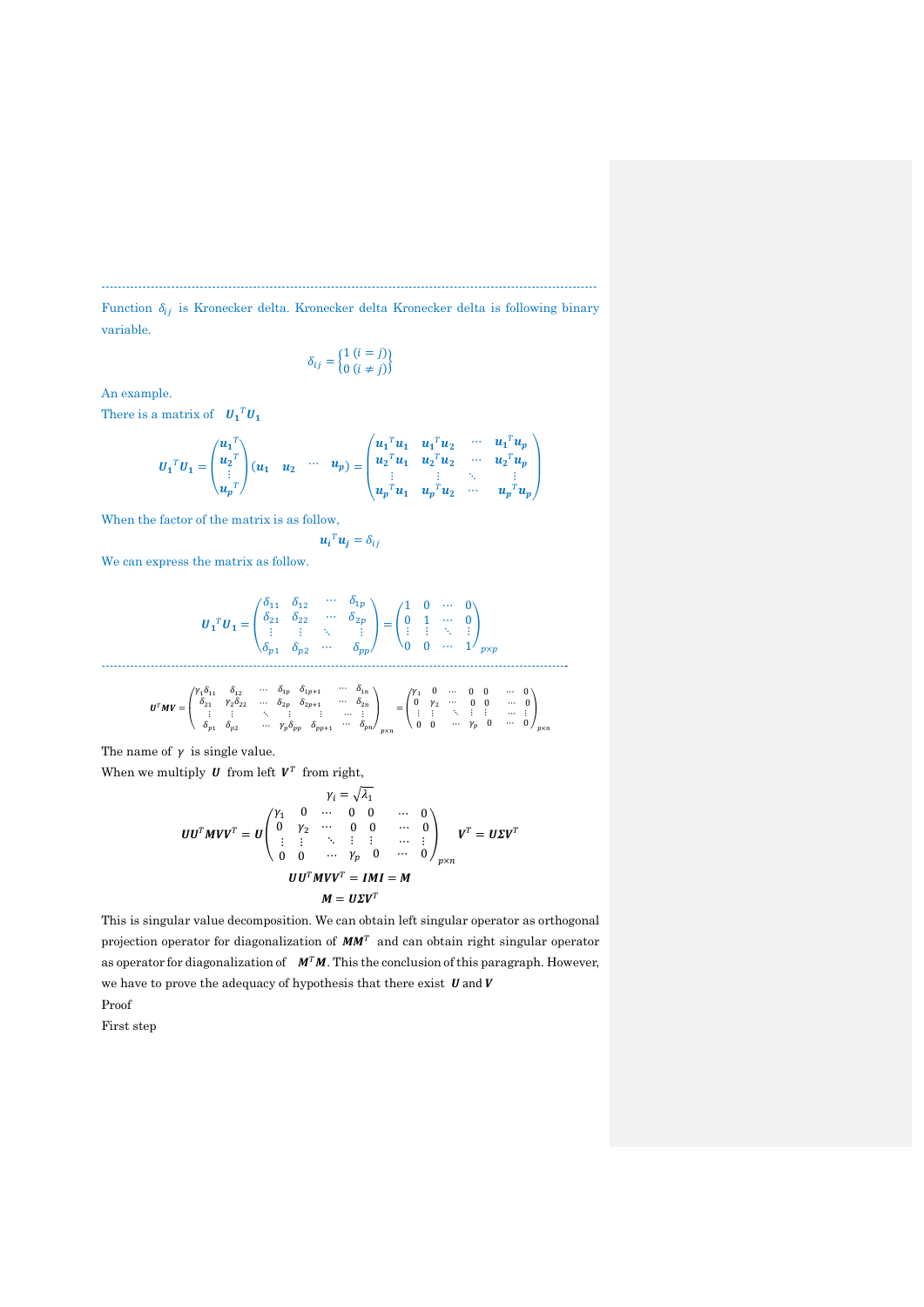---

Function $\delta_{ij}$ is Kronecker delta. Kronecker delta Kronecker delta is following binary variable.

$$\delta_{ij} = \begin{Bmatrix} 1\ (i = j) \\ 0\ (i \neq j) \end{Bmatrix}$$

An example.

There is a matrix of $\boldsymbol{U_1}^T\boldsymbol{U_1}$

$$\boldsymbol{U_1}^T\boldsymbol{U_1} = \begin{pmatrix} \boldsymbol{u_1}^T \\ \boldsymbol{u_2}^T \\ \vdots \\ \boldsymbol{u_p}^T \end{pmatrix} \begin{pmatrix} \boldsymbol{u_1} & \boldsymbol{u_2} & \cdots & \boldsymbol{u_p} \end{pmatrix} = \begin{pmatrix} \boldsymbol{u_1}^T\boldsymbol{u_1} & \boldsymbol{u_1}^T\boldsymbol{u_2} & \cdots & \boldsymbol{u_1}^T\boldsymbol{u_p} \\ \boldsymbol{u_2}^T\boldsymbol{u_1} & \boldsymbol{u_2}^T\boldsymbol{u_2} & \cdots & \boldsymbol{u_2}^T\boldsymbol{u_p} \\ \vdots & \vdots & \ddots & \vdots \\ \boldsymbol{u_p}^T\boldsymbol{u_1} & \boldsymbol{u_p}^T\boldsymbol{u_2} & \cdots & \boldsymbol{u_p}^T\boldsymbol{u_p} \end{pmatrix}$$

When the factor of the matrix is as follow,

$$\boldsymbol{u_i}^T\boldsymbol{u_j} = \delta_{ij}$$

We can express the matrix as follow.

$$\boldsymbol{U_1}^T\boldsymbol{U_1} = \begin{pmatrix} \delta_{11} & \delta_{12} & \cdots & \delta_{1p} \\ \delta_{21} & \delta_{22} & \cdots & \delta_{2p} \\ \vdots & \vdots & \ddots & \vdots \\ \delta_{p1} & \delta_{p2} & \cdots & \delta_{pp} \end{pmatrix} = \begin{pmatrix} 1 & 0 & \cdots & 0 \\ 0 & 1 & \cdots & 0 \\ \vdots & \vdots & \ddots & \vdots \\ 0 & 0 & \cdots & 1 \end{pmatrix}_{p\times p}$$

---

$$\boldsymbol{U}^T\boldsymbol{M}\boldsymbol{V} = \begin{pmatrix} \gamma_1\delta_{11} & \delta_{12} & \cdots & \delta_{1p} & \delta_{1p+1} & \cdots & \delta_{1n} \\ \delta_{21} & \gamma_2\delta_{22} & \cdots & \delta_{2p} & \delta_{2p+1} & \cdots & \delta_{2n} \\ \vdots & \vdots & \ddots & \vdots & \vdots & \cdots & \vdots \\ \delta_{p1} & \delta_{p2} & \cdots & \gamma_p\delta_{pp} & \delta_{pp+1} & \cdots & \delta_{pn} \end{pmatrix}_{p\times n} = \begin{pmatrix} \gamma_1 & 0 & \cdots & 0 & 0 & \cdots & 0 \\ 0 & \gamma_2 & \cdots & 0 & 0 & \cdots & 0 \\ \vdots & \vdots & \ddots & \vdots & \vdots & \cdots & \vdots \\ 0 & 0 & \cdots & \gamma_p & 0 & \cdots & 0 \end{pmatrix}_{p\times n}$$

The name of $\gamma$ is single value.

When we multiply $\boldsymbol{U}$ from left $\boldsymbol{V}^T$ from right,

$$\gamma_i = \sqrt{\lambda_1}$$

$$\boldsymbol{U}\boldsymbol{U}^T\boldsymbol{M}\boldsymbol{V}\boldsymbol{V}^T = \boldsymbol{U} \begin{pmatrix} \gamma_1 & 0 & \cdots & 0 & 0 & \cdots & 0 \\ 0 & \gamma_2 & \cdots & 0 & 0 & \cdots & 0 \\ \vdots & \vdots & \ddots & \vdots & \vdots & \cdots & \vdots \\ 0 & 0 & \cdots & \gamma_p & 0 & \cdots & 0 \end{pmatrix}_{p\times n} \boldsymbol{V}^T = \boldsymbol{U}\boldsymbol{\Sigma}\boldsymbol{V}^T$$

$$\boldsymbol{U}\boldsymbol{U}^T\boldsymbol{M}\boldsymbol{V}\boldsymbol{V}^T = \boldsymbol{IMI} = \boldsymbol{M}$$

$$\boldsymbol{M} = \boldsymbol{U}\boldsymbol{\Sigma}\boldsymbol{V}^T$$

This is singular value decomposition. We can obtain left singular operator as orthogonal projection operator for diagonalization of $\boldsymbol{M}\boldsymbol{M}^T$ and can obtain right singular operator as operator for diagonalization of $\boldsymbol{M}^T\boldsymbol{M}$. This the conclusion of this paragraph. However, we have to prove the adequacy of hypothesis that there exist $\boldsymbol{U}$ and $\boldsymbol{V}$

Proof

First step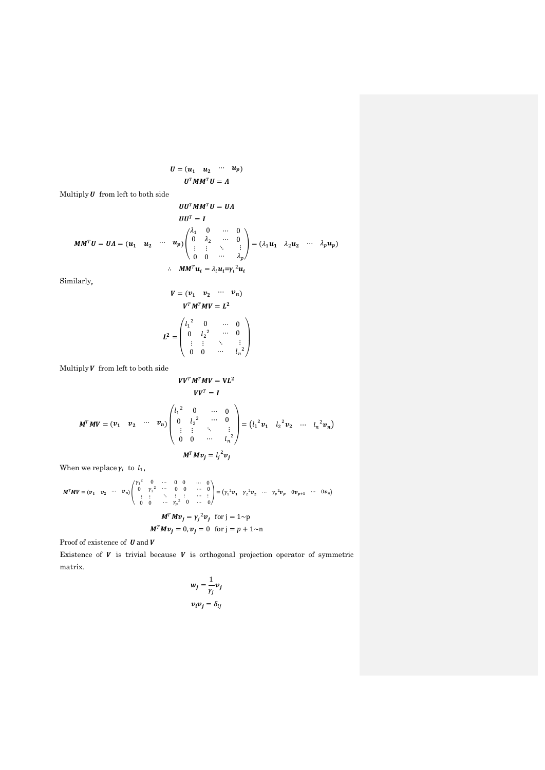$$\boldsymbol{U} = (\boldsymbol{u_1} \quad \boldsymbol{u_2} \quad \cdots \quad \boldsymbol{u_p})$$

$$\boldsymbol{U}^T\boldsymbol{M}\boldsymbol{M}^T\boldsymbol{U} = \boldsymbol{\Lambda}$$

Multiply $\boldsymbol{U}$ from left to both side

$$\boldsymbol{U}\boldsymbol{U}^T\boldsymbol{M}\boldsymbol{M}^T\boldsymbol{U} = \boldsymbol{U}\boldsymbol{\Lambda}$$

$$\boldsymbol{U}\boldsymbol{U}^T = \boldsymbol{I}$$

$$\boldsymbol{M}\boldsymbol{M}^T\boldsymbol{U} = \boldsymbol{U}\boldsymbol{\Lambda} = (\boldsymbol{u_1} \quad \boldsymbol{u_2} \quad \cdots \quad \boldsymbol{u_p})\begin{pmatrix} \lambda_1 & 0 & \cdots & 0 \\ 0 & \lambda_2 & \cdots & 0 \\ \vdots & \vdots & \ddots & \vdots \\ 0 & 0 & \cdots & \lambda_p \end{pmatrix} = (\lambda_1\boldsymbol{u_1} \quad \lambda_2\boldsymbol{u_2} \quad \cdots \quad \lambda_p\boldsymbol{u_p})$$

$$\therefore \quad \boldsymbol{M}\boldsymbol{M}^T\boldsymbol{u_i} = \lambda_i\boldsymbol{u_i} = {\gamma_i}^2\boldsymbol{u_i}$$

Similarly,

$$\boldsymbol{V} = (\boldsymbol{v_1} \quad \boldsymbol{v_2} \quad \cdots \quad \boldsymbol{v_n})$$

$$\boldsymbol{V}^T\boldsymbol{M}^T\boldsymbol{M}\boldsymbol{V} = \boldsymbol{L^2}$$

$$\boldsymbol{L^2} = \begin{pmatrix} {l_1}^2 & 0 & \cdots & 0 \\ 0 & {l_2}^2 & \cdots & 0 \\ \vdots & \vdots & \ddots & \vdots \\ 0 & 0 & \cdots & {l_n}^2 \end{pmatrix}$$

Multiply $\boldsymbol{V}$ from left to both side

$$\boldsymbol{V}\boldsymbol{V}^T\boldsymbol{M}^T\boldsymbol{M}\boldsymbol{V} = \boldsymbol{V}\boldsymbol{L^2}$$

$$\boldsymbol{V}\boldsymbol{V}^T = \boldsymbol{I}$$

$$\boldsymbol{M}^T\boldsymbol{M}\boldsymbol{V} = (\boldsymbol{v_1} \quad \boldsymbol{v_2} \quad \cdots \quad \boldsymbol{v_n})\begin{pmatrix} {l_1}^2 & 0 & \cdots & 0 \\ 0 & {l_2}^2 & \cdots & 0 \\ \vdots & \vdots & \ddots & \vdots \\ 0 & 0 & \cdots & {l_n}^2 \end{pmatrix} = ({l_1}^2\boldsymbol{v_1} \quad {l_2}^2\boldsymbol{v_2} \quad \cdots \quad {l_n}^2\boldsymbol{v_n})$$

$$\boldsymbol{M}^T\boldsymbol{M}\boldsymbol{v_j} = {l_j}^2\boldsymbol{v_j}$$

When we replace $\gamma_i$ to $l_1$,

$$\boldsymbol{M}^T\boldsymbol{M}\boldsymbol{V} = (\boldsymbol{v_1} \quad \boldsymbol{v_2} \quad \cdots \quad \boldsymbol{v_n})\begin{pmatrix} {\gamma_1}^2 & 0 & \cdots & 0 & 0 & \cdots & 0 \\ 0 & {\gamma_2}^2 & \cdots & 0 & 0 & \cdots & 0 \\ \vdots & \vdots & \ddots & \vdots & \vdots & \cdots & \vdots \\ 0 & 0 & \cdots & {\gamma_p}^2 & 0 & \cdots & 0 \end{pmatrix} = ({\gamma_1}^2\boldsymbol{v_1} \quad {\gamma_2}^2\boldsymbol{v_2} \quad \cdots \quad {\gamma_p}^2\boldsymbol{v_p} \quad 0\boldsymbol{v_{p+1}} \quad \cdots \quad 0\boldsymbol{v_n})$$

$$\boldsymbol{M}^T\boldsymbol{M}\boldsymbol{v_j} = {\gamma_j}^2\boldsymbol{v_j} \quad \text{for j} = 1\sim\text{p}$$

$$\boldsymbol{M}^T\boldsymbol{M}\boldsymbol{v_j} = 0, \boldsymbol{v_j} = 0 \quad \text{for j} = p+1\sim\text{n}$$

Proof of existence of $\boldsymbol{U}$ and $\boldsymbol{V}$

Existence of $\boldsymbol{V}$ is trivial because $\boldsymbol{V}$ is orthogonal projection operator of symmetric matrix.

$$\boldsymbol{w_j} = \frac{1}{\gamma_j}\boldsymbol{v_j}$$

$$\boldsymbol{v_i}\boldsymbol{v_j} = \delta_{ij}$$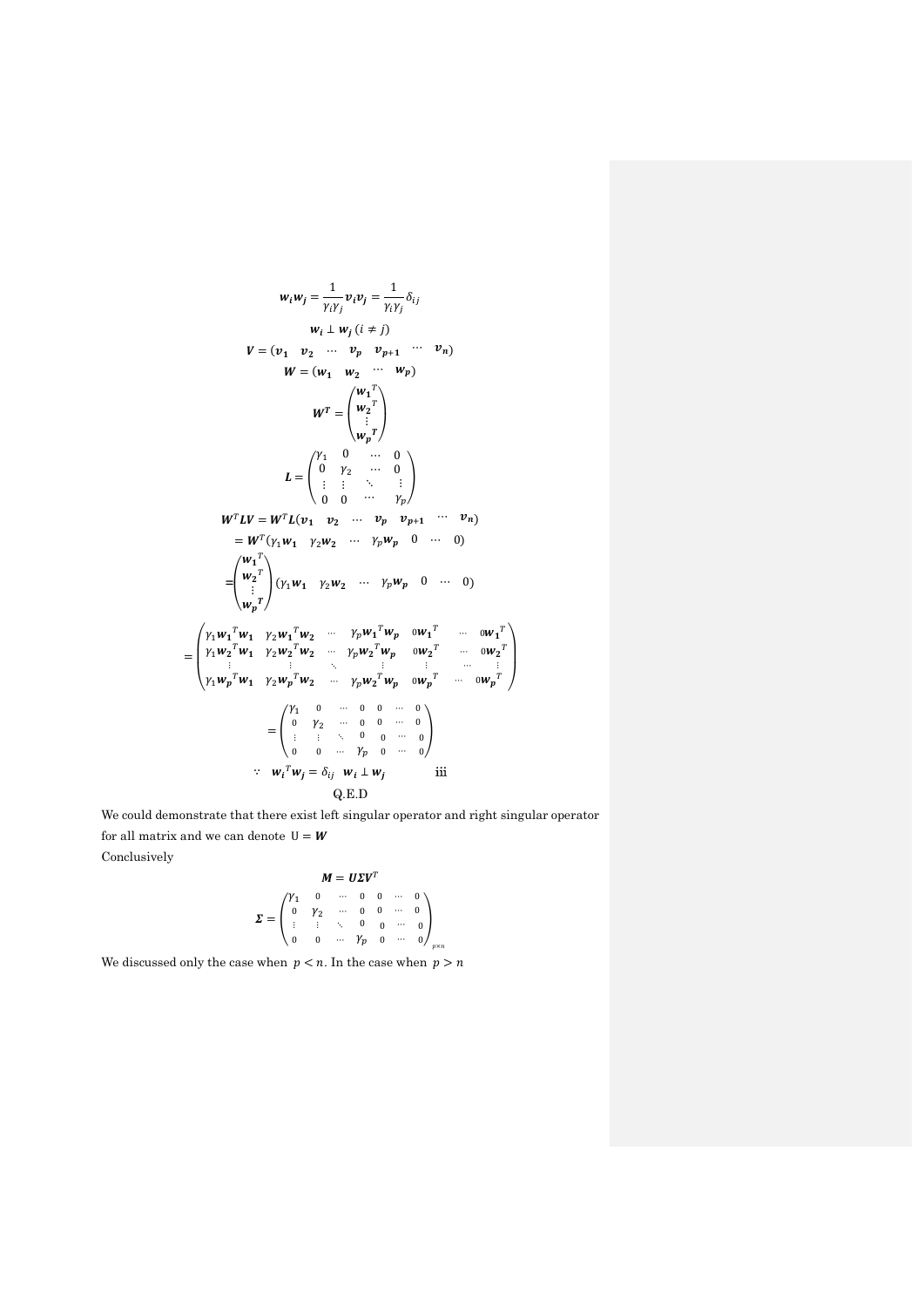$$\boldsymbol{w_i w_j} = \frac{1}{\gamma_i \gamma_j} \boldsymbol{v_i v_j} = \frac{1}{\gamma_i \gamma_j} \delta_{ij}$$

$$\boldsymbol{w_i} \perp \boldsymbol{w_j} \ (i \neq j)$$

$$\boldsymbol{V} = (\boldsymbol{v_1} \quad \boldsymbol{v_2} \quad \cdots \quad \boldsymbol{v_p} \quad \boldsymbol{v_{p+1}} \quad \cdots \quad \boldsymbol{v_n})$$

$$\boldsymbol{W} = (\boldsymbol{w_1} \quad \boldsymbol{w_2} \quad \cdots \quad \boldsymbol{w_p})$$

$$\boldsymbol{W}^T = \begin{pmatrix} \boldsymbol{w_1}^T \\ \boldsymbol{w_2}^T \\ \vdots \\ \boldsymbol{w_p}^T \end{pmatrix}$$

$$\boldsymbol{L} = \begin{pmatrix} \gamma_1 & 0 & \cdots & 0 \\ 0 & \gamma_2 & \cdots & 0 \\ \vdots & \vdots & \ddots & \vdots \\ 0 & 0 & \cdots & \gamma_p \end{pmatrix}$$

$$\boldsymbol{W}^T \boldsymbol{L} \boldsymbol{V} = \boldsymbol{W}^T \boldsymbol{L} (\boldsymbol{v_1} \quad \boldsymbol{v_2} \quad \cdots \quad \boldsymbol{v_p} \quad \boldsymbol{v_{p+1}} \quad \cdots \quad \boldsymbol{v_n})$$

$$= \boldsymbol{W}^T (\gamma_1 \boldsymbol{w_1} \quad \gamma_2 \boldsymbol{w_2} \quad \cdots \quad \gamma_p \boldsymbol{w_p} \quad 0 \quad \cdots \quad 0)$$

$$= \begin{pmatrix} \boldsymbol{w_1}^T \\ \boldsymbol{w_2}^T \\ \vdots \\ \boldsymbol{w_p}^T \end{pmatrix} (\gamma_1 \boldsymbol{w_1} \quad \gamma_2 \boldsymbol{w_2} \quad \cdots \quad \gamma_p \boldsymbol{w_p} \quad 0 \quad \cdots \quad 0)$$

$$= \begin{pmatrix} \gamma_1 \boldsymbol{w_1}^T \boldsymbol{w_1} & \gamma_2 \boldsymbol{w_1}^T \boldsymbol{w_2} & \cdots & \gamma_p \boldsymbol{w_1}^T \boldsymbol{w_p} & 0\boldsymbol{w_1}^T & \cdots & 0\boldsymbol{w_1}^T \\ \gamma_1 \boldsymbol{w_2}^T \boldsymbol{w_1} & \gamma_2 \boldsymbol{w_2}^T \boldsymbol{w_2} & \cdots & \gamma_p \boldsymbol{w_2}^T \boldsymbol{w_p} & 0\boldsymbol{w_2}^T & \cdots & 0\boldsymbol{w_2}^T \\ \vdots & \vdots & \ddots & \vdots & \vdots & \cdots & \vdots \\ \gamma_1 \boldsymbol{w_p}^T \boldsymbol{w_1} & \gamma_2 \boldsymbol{w_p}^T \boldsymbol{w_2} & \cdots & \gamma_p \boldsymbol{w_2}^T \boldsymbol{w_p} & 0\boldsymbol{w_p}^T & \cdots & 0\boldsymbol{w_p}^T \end{pmatrix}$$

$$= \begin{pmatrix} \gamma_1 & 0 & \cdots & 0 & 0 & \cdots & 0 \\ 0 & \gamma_2 & \cdots & 0 & 0 & \cdots & 0 \\ \vdots & \vdots & \ddots & 0 & 0 & \cdots & 0 \\ 0 & 0 & \cdots & \gamma_p & 0 & \cdots & 0 \end{pmatrix}$$

$$\because \quad \boldsymbol{w_i}^T \boldsymbol{w_j} = \delta_{ij} \quad \boldsymbol{w_i} \perp \boldsymbol{w_j} \qquad \text{iii}$$

Q.E.D

We could demonstrate that there exist left singular operator and right singular operator for all matrix and we can denote $\mathrm{U} = \boldsymbol{W}$

Conclusively

$$\boldsymbol{M} = \boldsymbol{U \Sigma V}^T$$

$$\boldsymbol{\Sigma} = \begin{pmatrix} \gamma_1 & 0 & \cdots & 0 & 0 & \cdots & 0 \\ 0 & \gamma_2 & \cdots & 0 & 0 & \cdots & 0 \\ \vdots & \vdots & \ddots & 0 & 0 & \cdots & 0 \\ 0 & 0 & \cdots & \gamma_p & 0 & \cdots & 0 \end{pmatrix}_{p \times n}$$

We discussed only the case when $p < n$. In the case when $p > n$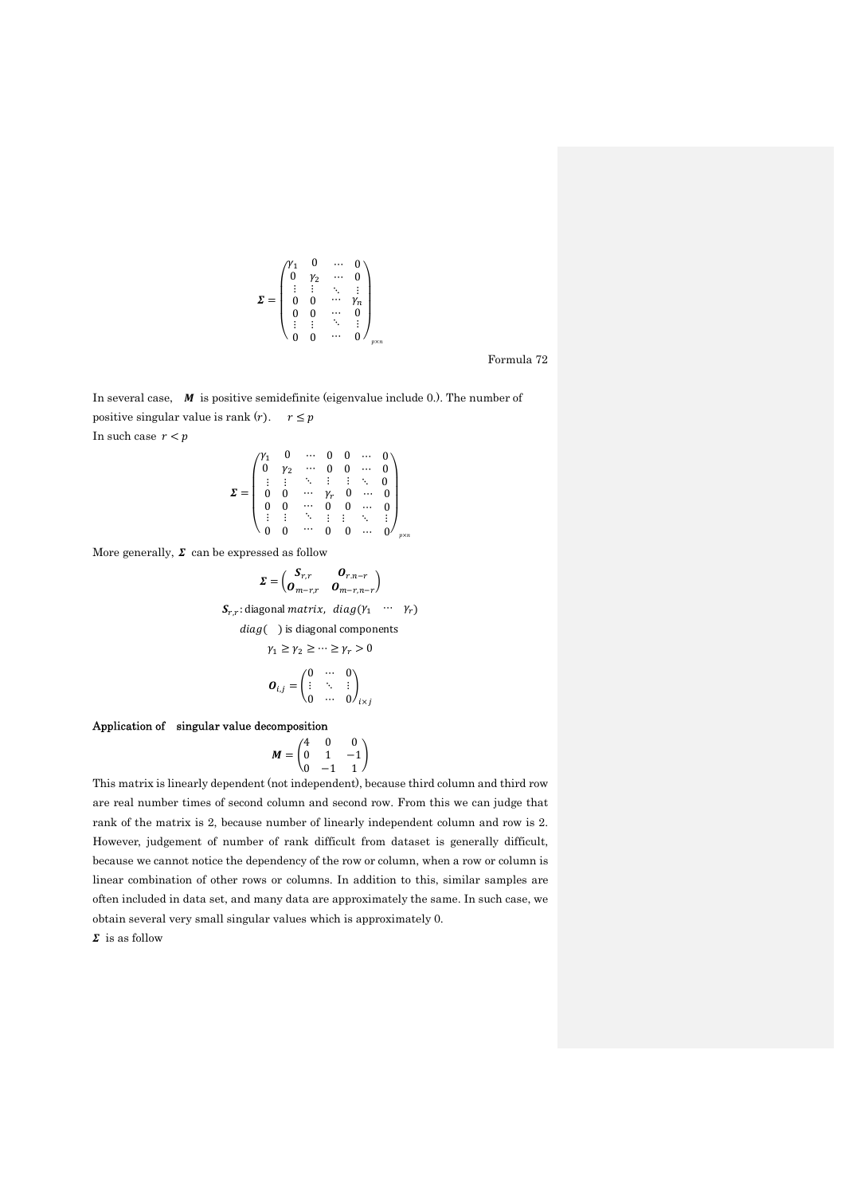$$\boldsymbol{\Sigma} = \begin{pmatrix} \gamma_1 & 0 & \cdots & 0 \\ 0 & \gamma_2 & \cdots & 0 \\ \vdots & \vdots & \ddots & \vdots \\ 0 & 0 & \cdots & \gamma_n \\ 0 & 0 & \cdots & 0 \\ \vdots & \vdots & \ddots & \vdots \\ 0 & 0 & \cdots & 0 \end{pmatrix}_{p\times n}$$

Formula 72

In several case, $\boldsymbol{M}$ is positive semidefinite (eigenvalue include 0.). The number of positive singular value is rank ($r$). $r \le p$

In such case $r < p$

$$\boldsymbol{\Sigma} = \begin{pmatrix} \gamma_1 & 0 & \cdots & 0 & 0 & \cdots & 0 \\ 0 & \gamma_2 & \cdots & 0 & 0 & \cdots & 0 \\ \vdots & \vdots & \ddots & \vdots & \vdots & \ddots & 0 \\ 0 & 0 & \cdots & \gamma_r & 0 & \cdots & 0 \\ 0 & 0 & \cdots & 0 & 0 & \cdots & 0 \\ \vdots & \vdots & \ddots & \vdots & \vdots & \ddots & \vdots \\ 0 & 0 & \cdots & 0 & 0 & \cdots & 0 \end{pmatrix}_{p\times n}$$

More generally, $\boldsymbol{\Sigma}$ can be expressed as follow

$$\boldsymbol{\Sigma} = \begin{pmatrix} \boldsymbol{S}_{r,r} & \boldsymbol{O}_{r.n-r} \\ \boldsymbol{O}_{m-r,r} & \boldsymbol{O}_{m-r,n-r} \end{pmatrix}$$

$\boldsymbol{S}_{r,r}$: diagonal $matrix,\ diag(\gamma_1 \ \cdots \ \gamma_r)$

$diag(\ )$ is diagonal components

$$\gamma_1 \ge \gamma_2 \ge \cdots \ge \gamma_r > 0$$

$$\boldsymbol{O}_{i,j} = \begin{pmatrix} 0 & \cdots & 0 \\ \vdots & \ddots & \vdots \\ 0 & \cdots & 0 \end{pmatrix}_{i\times j}$$

**Application of singular value decomposition**

$$\boldsymbol{M} = \begin{pmatrix} 4 & 0 & 0 \\ 0 & 1 & -1 \\ 0 & -1 & 1 \end{pmatrix}$$

This matrix is linearly dependent (not independent), because third column and third row are real number times of second column and second row. From this we can judge that rank of the matrix is 2, because number of linearly independent column and row is 2. However, judgement of number of rank difficult from dataset is generally difficult, because we cannot notice the dependency of the row or column, when a row or column is linear combination of other rows or columns. In addition to this, similar samples are often included in data set, and many data are approximately the same. In such case, we obtain several very small singular values which is approximately 0.

$\boldsymbol{\Sigma}$ is as follow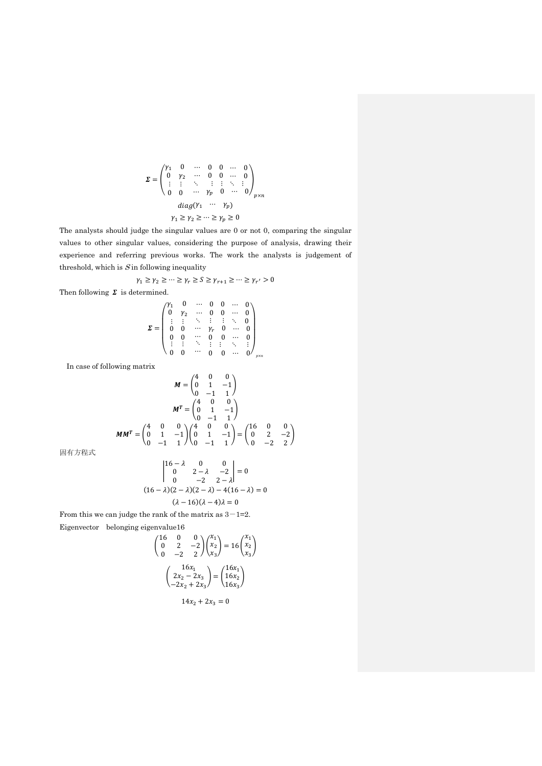$$\boldsymbol{\Sigma} = \begin{pmatrix} \gamma_1 & 0 & \cdots & 0 & 0 & \cdots & 0 \\ 0 & \gamma_2 & \cdots & 0 & 0 & \cdots & 0 \\ \vdots & \vdots & \ddots & \vdots & \vdots & \ddots & \vdots \\ 0 & 0 & \cdots & \gamma_p & 0 & \cdots & 0 \end{pmatrix}_{p\times n}$$

$$diag(\gamma_1 \quad \cdots \quad \gamma_p)$$

$$\gamma_1 \geq \gamma_2 \geq \cdots \geq \gamma_p \geq 0$$

The analysts should judge the singular values are 0 or not 0, comparing the singular values to other singular values, considering the purpose of analysis, drawing their experience and referring previous works. The work the analysts is judgement of threshold, which is $S$ in following inequality

$$\gamma_1 \geq \gamma_2 \geq \cdots \geq \gamma_r \geq S \geq \gamma_{r+1} \geq \cdots \geq \gamma_{r'} > 0$$

Then following $\boldsymbol{\Sigma}$ is determined.

$$\boldsymbol{\Sigma} = \begin{pmatrix} \gamma_1 & 0 & \cdots & 0 & 0 & \cdots & 0 \\ 0 & \gamma_2 & \cdots & 0 & 0 & \cdots & 0 \\ \vdots & \vdots & \ddots & \vdots & \vdots & \ddots & 0 \\ 0 & 0 & \cdots & \gamma_r & 0 & \cdots & 0 \\ 0 & 0 & \cdots & 0 & 0 & \cdots & 0 \\ \vdots & \vdots & \ddots & \vdots & \vdots & \ddots & \vdots \\ 0 & 0 & \cdots & 0 & 0 & \cdots & 0 \end{pmatrix}_{p\times n}$$

In case of following matrix

$$\boldsymbol{M} = \begin{pmatrix} 4 & 0 & 0 \\ 0 & 1 & -1 \\ 0 & -1 & 1 \end{pmatrix}$$

$$\boldsymbol{M^T} = \begin{pmatrix} 4 & 0 & 0 \\ 0 & 1 & -1 \\ 0 & -1 & 1 \end{pmatrix}$$

$$\boldsymbol{MM^T} = \begin{pmatrix} 4 & 0 & 0 \\ 0 & 1 & -1 \\ 0 & -1 & 1 \end{pmatrix}\begin{pmatrix} 4 & 0 & 0 \\ 0 & 1 & -1 \\ 0 & -1 & 1 \end{pmatrix} = \begin{pmatrix} 16 & 0 & 0 \\ 0 & 2 & -2 \\ 0 & -2 & 2 \end{pmatrix}$$

固有方程式

$$\begin{vmatrix} 16-\lambda & 0 & 0 \\ 0 & 2-\lambda & -2 \\ 0 & -2 & 2-\lambda \end{vmatrix} = 0$$

$$(16-\lambda)(2-\lambda)(2-\lambda) - 4(16-\lambda) = 0$$

$$(\lambda - 16)(\lambda - 4)\lambda = 0$$

From this we can judge the rank of the matrix as 3－1=2.

Eigenvector belonging eigenvalue16

$$\begin{pmatrix} 16 & 0 & 0 \\ 0 & 2 & -2 \\ 0 & -2 & 2 \end{pmatrix}\begin{pmatrix} x_1 \\ x_2 \\ x_3 \end{pmatrix} = 16\begin{pmatrix} x_1 \\ x_2 \\ x_3 \end{pmatrix}$$

$$\begin{pmatrix} 16x_1 \\ 2x_2 - 2x_3 \\ -2x_2 + 2x_3 \end{pmatrix} = \begin{pmatrix} 16x_1 \\ 16x_2 \\ 16x_3 \end{pmatrix}$$

$$14x_2 + 2x_3 = 0$$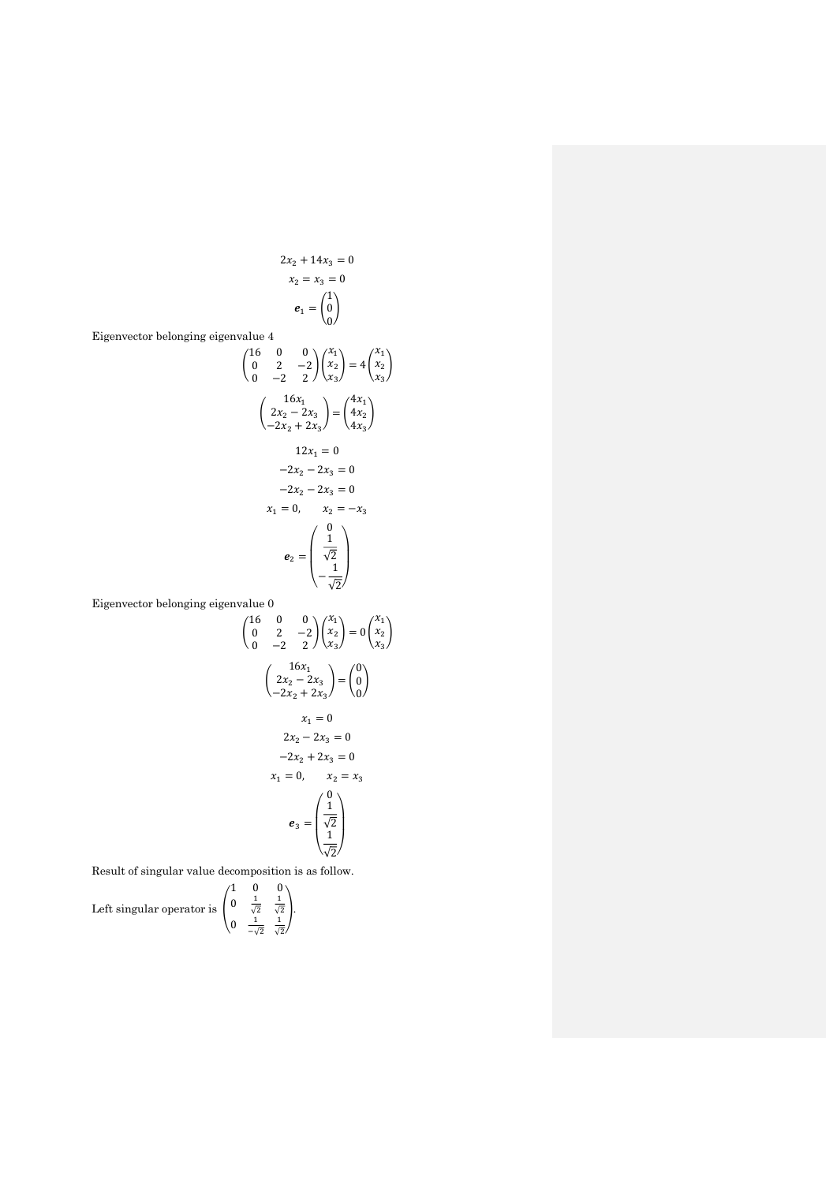$$2x_2 + 14x_3 = 0$$

$$x_2 = x_3 = 0$$

$$\boldsymbol{e}_1 = \begin{pmatrix} 1 \\ 0 \\ 0 \end{pmatrix}$$

Eigenvector belonging eigenvalue 4

$$\begin{pmatrix} 16 & 0 & 0 \\ 0 & 2 & -2 \\ 0 & -2 & 2 \end{pmatrix} \begin{pmatrix} x_1 \\ x_2 \\ x_3 \end{pmatrix} = 4 \begin{pmatrix} x_1 \\ x_2 \\ x_3 \end{pmatrix}$$

$$\begin{pmatrix} 16x_1 \\ 2x_2 - 2x_3 \\ -2x_2 + 2x_3 \end{pmatrix} = \begin{pmatrix} 4x_1 \\ 4x_2 \\ 4x_3 \end{pmatrix}$$

$$12x_1 = 0$$

$$-2x_2 - 2x_3 = 0$$

$$-2x_2 - 2x_3 = 0$$

$$x_1 = 0, \qquad x_2 = -x_3$$

$$\boldsymbol{e}_2 = \begin{pmatrix} 0 \\ \frac{1}{\sqrt{2}} \\ -\frac{1}{\sqrt{2}} \end{pmatrix}$$

Eigenvector belonging eigenvalue 0

$$\begin{pmatrix} 16 & 0 & 0 \\ 0 & 2 & -2 \\ 0 & -2 & 2 \end{pmatrix} \begin{pmatrix} x_1 \\ x_2 \\ x_3 \end{pmatrix} = 0 \begin{pmatrix} x_1 \\ x_2 \\ x_3 \end{pmatrix}$$

$$\begin{pmatrix} 16x_1 \\ 2x_2 - 2x_3 \\ -2x_2 + 2x_3 \end{pmatrix} = \begin{pmatrix} 0 \\ 0 \\ 0 \end{pmatrix}$$

$$x_1 = 0$$

$$2x_2 - 2x_3 = 0$$

$$-2x_2 + 2x_3 = 0$$

$$x_1 = 0, \qquad x_2 = x_3$$

$$\boldsymbol{e}_3 = \begin{pmatrix} 0 \\ \frac{1}{\sqrt{2}} \\ \frac{1}{\sqrt{2}} \end{pmatrix}$$

Result of singular value decomposition is as follow.

Left singular operator is $\begin{pmatrix} 1 & 0 & 0 \\ 0 & \frac{1}{\sqrt{2}} & \frac{1}{\sqrt{2}} \\ 0 & \frac{1}{-\sqrt{2}} & \frac{1}{\sqrt{2}} \end{pmatrix}$.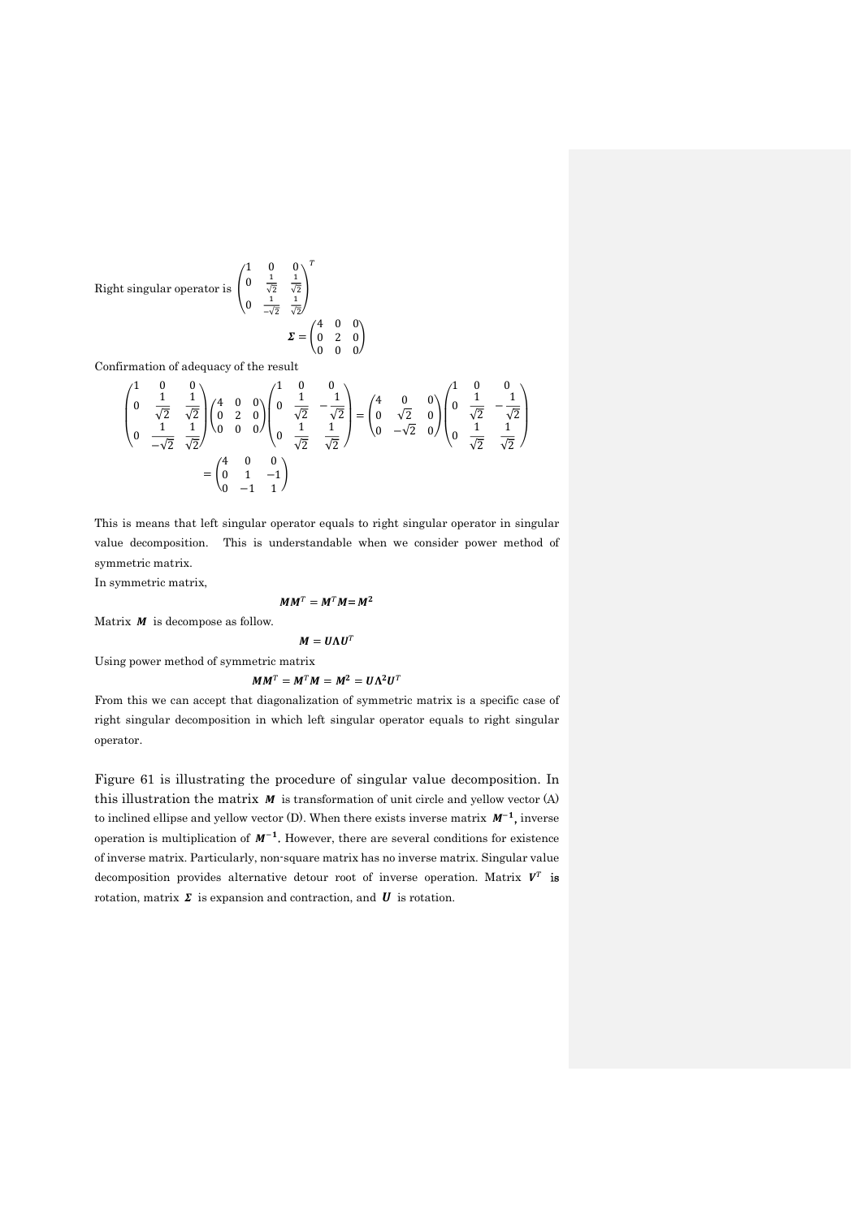Right singular operator is $\begin{pmatrix} 1 & 0 & 0 \\ 0 & \frac{1}{\sqrt{2}} & \frac{1}{\sqrt{2}} \\ 0 & \frac{1}{-\sqrt{2}} & \frac{1}{\sqrt{2}} \end{pmatrix}^T$

$$\boldsymbol{\Sigma} = \begin{pmatrix} 4 & 0 & 0 \\ 0 & 2 & 0 \\ 0 & 0 & 0 \end{pmatrix}$$

Confirmation of adequacy of the result

$$\begin{pmatrix} 1 & 0 & 0 \\ 0 & \dfrac{1}{\sqrt{2}} & \dfrac{1}{\sqrt{2}} \\ 0 & \dfrac{1}{-\sqrt{2}} & \dfrac{1}{\sqrt{2}} \end{pmatrix} \begin{pmatrix} 4 & 0 & 0 \\ 0 & 2 & 0 \\ 0 & 0 & 0 \end{pmatrix} \begin{pmatrix} 1 & 0 & 0 \\ 0 & \dfrac{1}{\sqrt{2}} & -\dfrac{1}{\sqrt{2}} \\ 0 & \dfrac{1}{\sqrt{2}} & \dfrac{1}{\sqrt{2}} \end{pmatrix} = \begin{pmatrix} 4 & 0 & 0 \\ 0 & \sqrt{2} & 0 \\ 0 & -\sqrt{2} & 0 \end{pmatrix} \begin{pmatrix} 1 & 0 & 0 \\ 0 & \dfrac{1}{\sqrt{2}} & -\dfrac{1}{\sqrt{2}} \\ 0 & \dfrac{1}{\sqrt{2}} & \dfrac{1}{\sqrt{2}} \end{pmatrix}$$

$$= \begin{pmatrix} 4 & 0 & 0 \\ 0 & 1 & -1 \\ 0 & -1 & 1 \end{pmatrix}$$

This is means that left singular operator equals to right singular operator in singular value decomposition. This is understandable when we consider power method of symmetric matrix.

In symmetric matrix,

$$\boldsymbol{M}\boldsymbol{M}^T = \boldsymbol{M}^T\boldsymbol{M} = \boldsymbol{M}^2$$

Matrix $\boldsymbol{M}$ is decompose as follow.

$$\boldsymbol{M} = \boldsymbol{U}\boldsymbol{\Lambda}\boldsymbol{U}^T$$

Using power method of symmetric matrix

$$\boldsymbol{M}\boldsymbol{M}^T = \boldsymbol{M}^T\boldsymbol{M} = \boldsymbol{M}^2 = \boldsymbol{U}\boldsymbol{\Lambda}^2\boldsymbol{U}^T$$

From this we can accept that diagonalization of symmetric matrix is a specific case of right singular decomposition in which left singular operator equals to right singular operator.

Figure 61 is illustrating the procedure of singular value decomposition. In this illustration the matrix $\boldsymbol{M}$ is transformation of unit circle and yellow vector (A) to inclined ellipse and yellow vector (D). When there exists inverse matrix $\boldsymbol{M}^{-1}$, inverse operation is multiplication of $\boldsymbol{M}^{-1}$. However, there are several conditions for existence of inverse matrix. Particularly, non-square matrix has no inverse matrix. Singular value decomposition provides alternative detour root of inverse operation. Matrix $\boldsymbol{V}^T$ is rotation, matrix $\boldsymbol{\Sigma}$ is expansion and contraction, and $\boldsymbol{U}$ is rotation.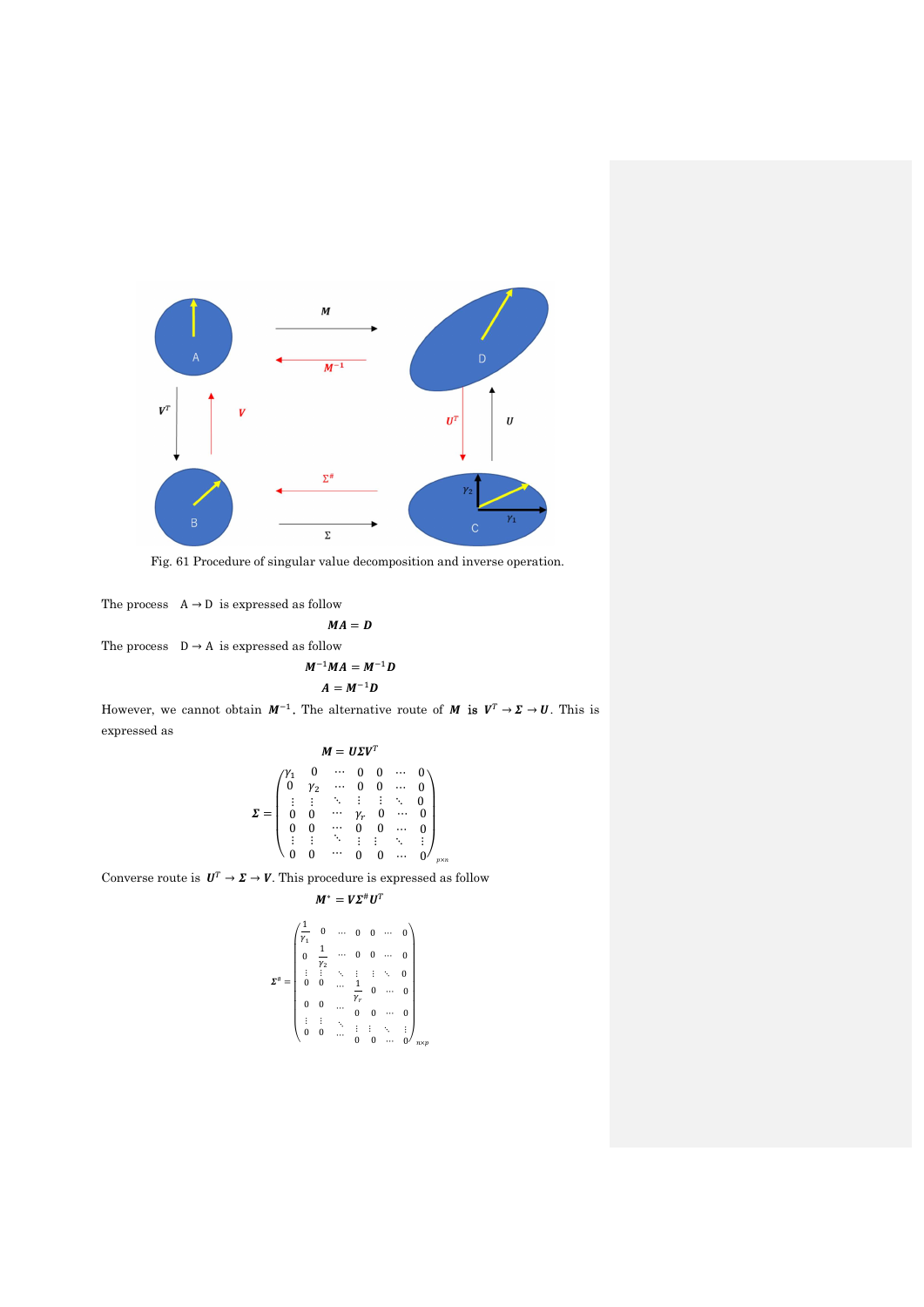Fig. 61 Procedure of singular value decomposition and inverse operation.

The process A → D is expressed as follow

$$\boldsymbol{MA} = \boldsymbol{D}$$

The process D → A is expressed as follow

$$\boldsymbol{M}^{-1}\boldsymbol{MA} = \boldsymbol{M}^{-1}\boldsymbol{D}$$

$$\boldsymbol{A} = \boldsymbol{M}^{-1}\boldsymbol{D}$$

However, we cannot obtain $\boldsymbol{M}^{-1}$. The alternative route of $\boldsymbol{M}$ is $\boldsymbol{V}^T \to \boldsymbol{\Sigma} \to \boldsymbol{U}$. This is expressed as

$$\boldsymbol{M} = \boldsymbol{U\Sigma V}^T$$

$$\boldsymbol{\Sigma} = \begin{pmatrix} \gamma_1 & 0 & \cdots & 0 & 0 & \cdots & 0 \\ 0 & \gamma_2 & \cdots & 0 & 0 & \cdots & 0 \\ \vdots & \vdots & \ddots & \vdots & \vdots & \ddots & 0 \\ 0 & 0 & \cdots & \gamma_r & 0 & \cdots & 0 \\ 0 & 0 & \cdots & 0 & 0 & \cdots & 0 \\ \vdots & \vdots & \ddots & \vdots & \vdots & \ddots & \vdots \\ 0 & 0 & \cdots & 0 & 0 & \cdots & 0 \end{pmatrix}_{p \times n}$$

Converse route is $\boldsymbol{U}^T \to \boldsymbol{\Sigma} \to \boldsymbol{V}$. This procedure is expressed as follow

$$\boldsymbol{M}^{*} = \boldsymbol{V\Sigma}^{\#}\boldsymbol{U}^T$$

$$\boldsymbol{\Sigma}^{\#} = \begin{pmatrix} \frac{1}{\gamma_1} & 0 & \cdots & 0 & 0 & \cdots & 0 \\ 0 & \frac{1}{\gamma_2} & \cdots & 0 & 0 & \cdots & 0 \\ \vdots & \vdots & \ddots & \vdots & \vdots & \ddots & 0 \\ 0 & 0 & \cdots & \frac{1}{\gamma_r} & 0 & \cdots & 0 \\ 0 & 0 & \cdots & 0 & 0 & \cdots & 0 \\ \vdots & \vdots & \ddots & \vdots & \vdots & \ddots & \vdots \\ 0 & 0 & \cdots & 0 & 0 & \cdots & 0 \end{pmatrix}_{n \times p}$$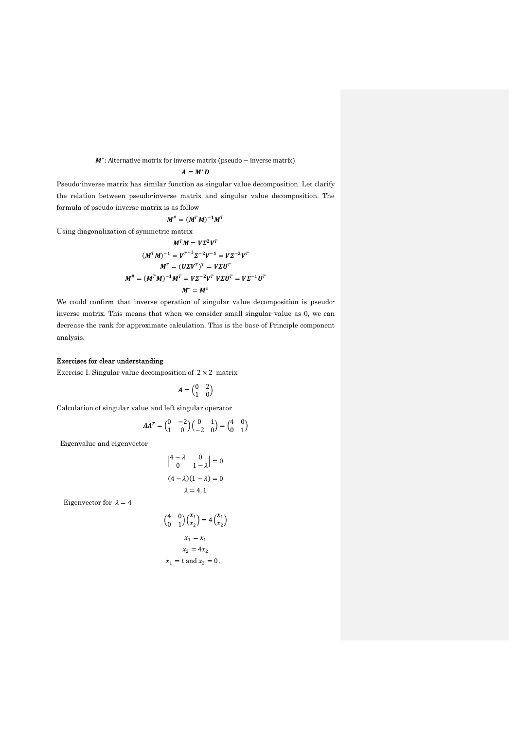$$\boldsymbol{M}^{*}: \text{Alternative motrix for inverse matrix (pseudo} - \text{inverse matrix)}$$

$$\boldsymbol{A} = \boldsymbol{M}^{*}\boldsymbol{D}$$

Pseudo-inverse matrix has similar function as singular value decomposition. Let clarify the relation between pseudo-inverse matrix and singular value decomposition. The formula of pseudo-inverse matrix is as follow

$$\boldsymbol{M}^{\#} = (\boldsymbol{M}^{T}\boldsymbol{M})^{-1}\boldsymbol{M}^{T}$$

Using diagonalization of symmetric matrix

$$\boldsymbol{M}^{T}\boldsymbol{M} = \boldsymbol{V}\boldsymbol{\Sigma}^{2}\boldsymbol{V}^{T}$$

$$(\boldsymbol{M}^{T}\boldsymbol{M})^{-1} = {\boldsymbol{V}^{T}}^{-1}\boldsymbol{\Sigma}^{-2}\boldsymbol{V}^{-1} = \boldsymbol{V}\boldsymbol{\Sigma}^{-2}\boldsymbol{V}^{T}$$

$$\boldsymbol{M}^{T} = (\boldsymbol{U}\boldsymbol{\Sigma}\boldsymbol{V}^{T})^{T} = \boldsymbol{V}\boldsymbol{\Sigma}\boldsymbol{U}^{T}$$

$$\boldsymbol{M}^{\#} = (\boldsymbol{M}^{T}\boldsymbol{M})^{-1}\boldsymbol{M}^{T} = \boldsymbol{V}\boldsymbol{\Sigma}^{-2}\boldsymbol{V}^{T}\ \boldsymbol{V}\boldsymbol{\Sigma}\boldsymbol{U}^{T} = \boldsymbol{V}\boldsymbol{\Sigma}^{-1}\boldsymbol{U}^{T}$$

$$\boldsymbol{M}^{*} = \boldsymbol{M}^{\#}$$

We could confirm that inverse operation of singular value decomposition is pseudo-inverse matrix. This means that when we consider small singular value as 0, we can decrease the rank for approximate calculation. This is the base of Principle component analysis.

**Exercises for clear understanding**

Exercise I. Singular value decomposition of $2 \times 2$ matrix

$$\boldsymbol{A} = \begin{pmatrix} 0 & 2 \\ 1 & 0 \end{pmatrix}$$

Calculation of singular value and left singular operator

$$\boldsymbol{A}\boldsymbol{A}^{\boldsymbol{T}} = \begin{pmatrix} 0 & -2 \\ 1 & 0 \end{pmatrix}\begin{pmatrix} 0 & 1 \\ -2 & 0 \end{pmatrix} = \begin{pmatrix} 4 & 0 \\ 0 & 1 \end{pmatrix}$$

Eigenvalue and eigenvector

$$\begin{vmatrix} 4-\lambda & 0 \\ 0 & 1-\lambda \end{vmatrix} = 0$$

$$(4-\lambda)(1-\lambda) = 0$$

$$\lambda = 4, 1$$

Eigenvector for $\lambda = 4$

$$\begin{pmatrix} 4 & 0 \\ 0 & 1 \end{pmatrix}\begin{pmatrix} x_1 \\ x_2 \end{pmatrix} = 4\begin{pmatrix} x_1 \\ x_2 \end{pmatrix}$$

$$x_1 = x_1$$

$$x_2 = 4x_2$$

$$x_1 = t \text{ and } x_2 = 0 、$$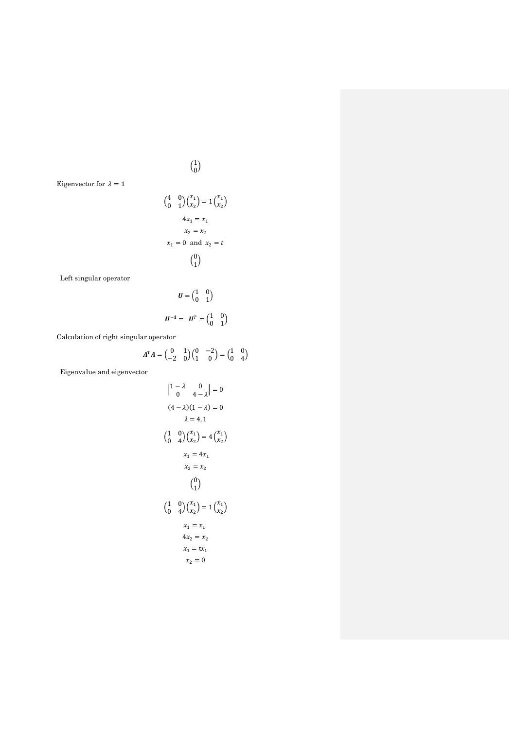$$\begin{pmatrix} 1 \\ 0 \end{pmatrix}$$

Eigenvector for $\lambda = 1$

$$\begin{pmatrix} 4 & 0 \\ 0 & 1 \end{pmatrix}\begin{pmatrix} x_1 \\ x_2 \end{pmatrix} = 1\begin{pmatrix} x_1 \\ x_2 \end{pmatrix}$$

$$4x_1 = x_1$$

$$x_2 = x_2$$

$$x_1 = 0 \text{ and } x_2 = t$$

$$\begin{pmatrix} 0 \\ 1 \end{pmatrix}$$

Left singular operator

$$\boldsymbol{U} = \begin{pmatrix} 1 & 0 \\ 0 & 1 \end{pmatrix}$$

$$\boldsymbol{U^{-1}} = \boldsymbol{U}^T = \begin{pmatrix} 1 & 0 \\ 0 & 1 \end{pmatrix}$$

Calculation of right singular operator

$$\boldsymbol{A^T A} = \begin{pmatrix} 0 & 1 \\ -2 & 0 \end{pmatrix}\begin{pmatrix} 0 & -2 \\ 1 & 0 \end{pmatrix} = \begin{pmatrix} 1 & 0 \\ 0 & 4 \end{pmatrix}$$

Eigenvalue and eigenvector

$$\begin{vmatrix} 1-\lambda & 0 \\ 0 & 4-\lambda \end{vmatrix} = 0$$

$$(4-\lambda)(1-\lambda) = 0$$

$$\lambda = 4, 1$$

$$\begin{pmatrix} 1 & 0 \\ 0 & 4 \end{pmatrix}\begin{pmatrix} x_1 \\ x_2 \end{pmatrix} = 4\begin{pmatrix} x_1 \\ x_2 \end{pmatrix}$$

$$x_1 = 4x_1$$

$$x_2 = x_2$$

$$\begin{pmatrix} 0 \\ 1 \end{pmatrix}$$

$$\begin{pmatrix} 1 & 0 \\ 0 & 4 \end{pmatrix}\begin{pmatrix} x_1 \\ x_2 \end{pmatrix} = 1\begin{pmatrix} x_1 \\ x_2 \end{pmatrix}$$

$$x_1 = x_1$$

$$4x_2 = x_2$$

$$x_1 = tx_1$$

$$x_2 = 0$$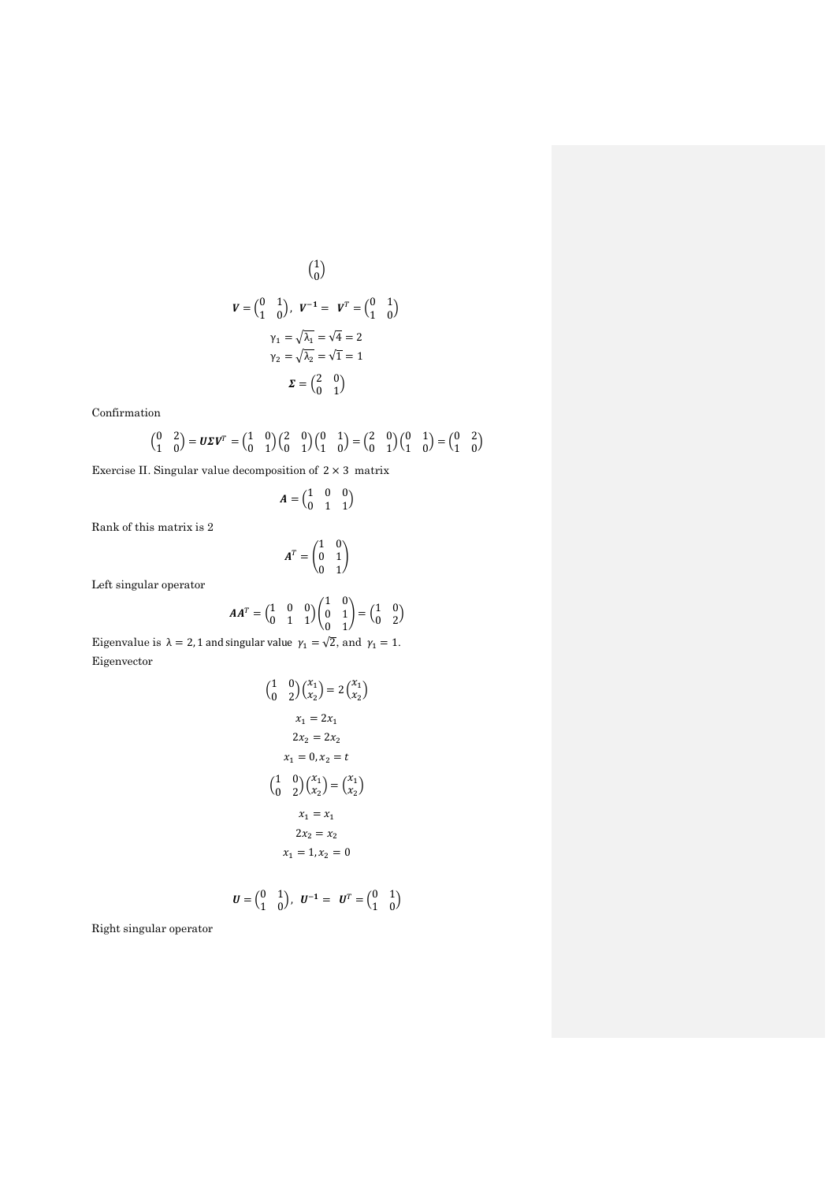$$\begin{pmatrix} 1 \\ 0 \end{pmatrix}$$

$$\boldsymbol{V} = \begin{pmatrix} 0 & 1 \\ 1 & 0 \end{pmatrix}, \ \boldsymbol{V^{-1}} = \ \boldsymbol{V}^T = \begin{pmatrix} 0 & 1 \\ 1 & 0 \end{pmatrix}$$

$$\gamma_1 = \sqrt{\lambda_1} = \sqrt{4} = 2$$

$$\gamma_2 = \sqrt{\lambda_2} = \sqrt{1} = 1$$

$$\boldsymbol{\Sigma} = \begin{pmatrix} 2 & 0 \\ 0 & 1 \end{pmatrix}$$

Confirmation

$$\begin{pmatrix} 0 & 2 \\ 1 & 0 \end{pmatrix} = \boldsymbol{U\Sigma V}^T = \begin{pmatrix} 1 & 0 \\ 0 & 1 \end{pmatrix}\begin{pmatrix} 2 & 0 \\ 0 & 1 \end{pmatrix}\begin{pmatrix} 0 & 1 \\ 1 & 0 \end{pmatrix} = \begin{pmatrix} 2 & 0 \\ 0 & 1 \end{pmatrix}\begin{pmatrix} 0 & 1 \\ 1 & 0 \end{pmatrix} = \begin{pmatrix} 0 & 2 \\ 1 & 0 \end{pmatrix}$$

Exercise II. Singular value decomposition of $2 \times 3$ matrix

$$\boldsymbol{A} = \begin{pmatrix} 1 & 0 & 0 \\ 0 & 1 & 1 \end{pmatrix}$$

Rank of this matrix is 2

$$\boldsymbol{A}^T = \begin{pmatrix} 1 & 0 \\ 0 & 1 \\ 0 & 1 \end{pmatrix}$$

Left singular operator

$$\boldsymbol{AA}^T = \begin{pmatrix} 1 & 0 & 0 \\ 0 & 1 & 1 \end{pmatrix}\begin{pmatrix} 1 & 0 \\ 0 & 1 \\ 0 & 1 \end{pmatrix} = \begin{pmatrix} 1 & 0 \\ 0 & 2 \end{pmatrix}$$

Eigenvalue is $\lambda = 2, 1$ and singular value $\gamma_1 = \sqrt{2}$, and $\gamma_1 = 1$.

Eigenvector

$$\begin{pmatrix} 1 & 0 \\ 0 & 2 \end{pmatrix}\begin{pmatrix} x_1 \\ x_2 \end{pmatrix} = 2\begin{pmatrix} x_1 \\ x_2 \end{pmatrix}$$

$$x_1 = 2x_1$$

$$2x_2 = 2x_2$$

$$x_1 = 0, x_2 = t$$

$$\begin{pmatrix} 1 & 0 \\ 0 & 2 \end{pmatrix}\begin{pmatrix} x_1 \\ x_2 \end{pmatrix} = \begin{pmatrix} x_1 \\ x_2 \end{pmatrix}$$

$$x_1 = x_1$$

$$2x_2 = x_2$$

$$x_1 = 1, x_2 = 0$$

$$\boldsymbol{U} = \begin{pmatrix} 0 & 1 \\ 1 & 0 \end{pmatrix}, \ \boldsymbol{U^{-1}} = \ \boldsymbol{U}^T = \begin{pmatrix} 0 & 1 \\ 1 & 0 \end{pmatrix}$$

Right singular operator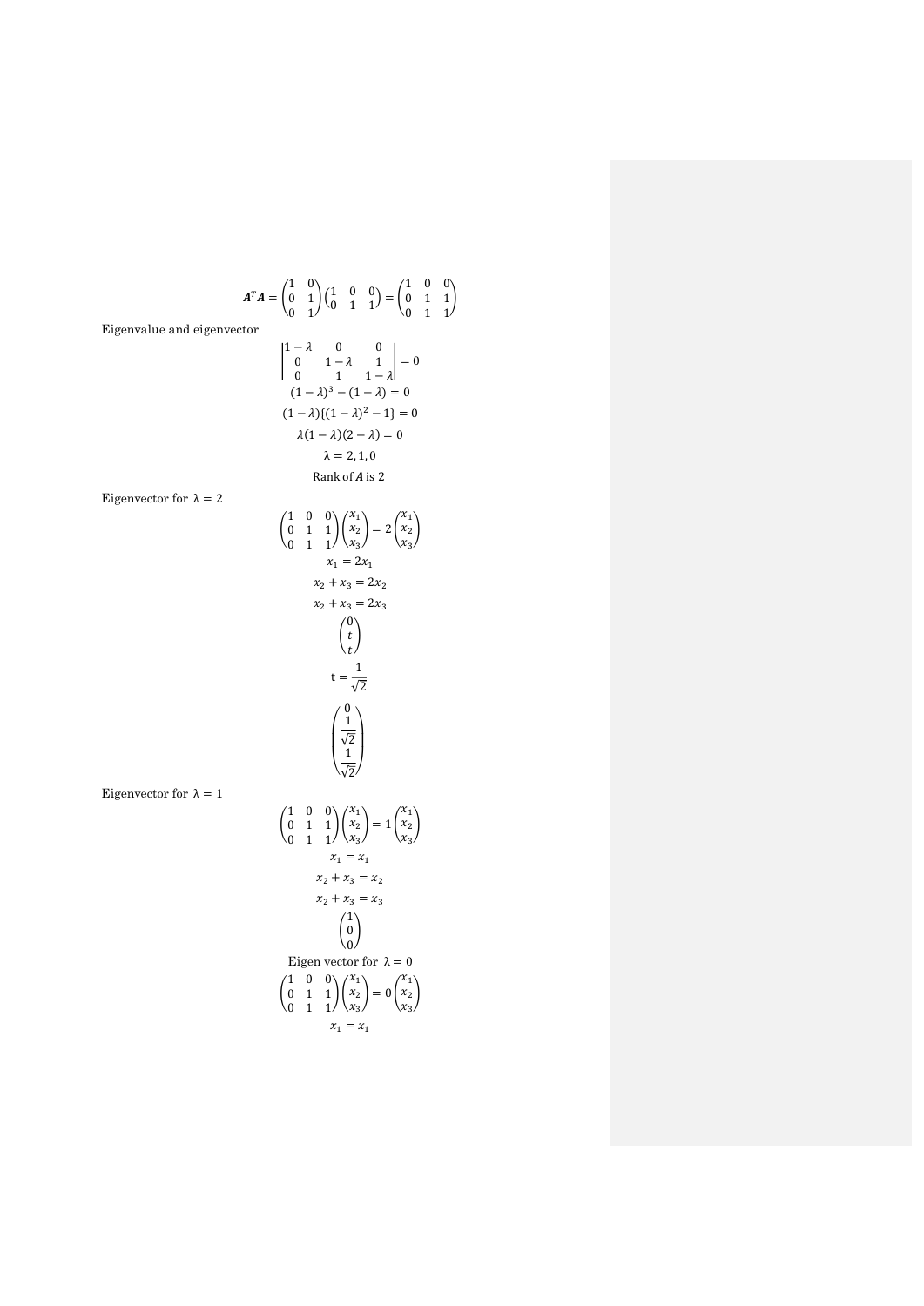$$\boldsymbol{A}^T\boldsymbol{A} = \begin{pmatrix} 1 & 0 \\ 0 & 1 \\ 0 & 1 \end{pmatrix} \begin{pmatrix} 1 & 0 & 0 \\ 0 & 1 & 1 \end{pmatrix} = \begin{pmatrix} 1 & 0 & 0 \\ 0 & 1 & 1 \\ 0 & 1 & 1 \end{pmatrix}$$

Eigenvalue and eigenvector

$$\begin{vmatrix} 1-\lambda & 0 & 0 \\ 0 & 1-\lambda & 1 \\ 0 & 1 & 1-\lambda \end{vmatrix} = 0$$

$$(1-\lambda)^3 - (1-\lambda) = 0$$

$$(1-\lambda)\{(1-\lambda)^2 - 1\} = 0$$

$$\lambda(1-\lambda)(2-\lambda) = 0$$

$$\lambda = 2, 1, 0$$

Rank of $\boldsymbol{A}$ is 2

Eigenvector for $\lambda = 2$

$$\begin{pmatrix} 1 & 0 & 0 \\ 0 & 1 & 1 \\ 0 & 1 & 1 \end{pmatrix} \begin{pmatrix} x_1 \\ x_2 \\ x_3 \end{pmatrix} = 2 \begin{pmatrix} x_1 \\ x_2 \\ x_3 \end{pmatrix}$$

$$x_1 = 2x_1$$

$$x_2 + x_3 = 2x_2$$

$$x_2 + x_3 = 2x_3$$

$$\begin{pmatrix} 0 \\ t \\ t \end{pmatrix}$$

$$\mathrm{t} = \frac{1}{\sqrt{2}}$$

$$\begin{pmatrix} 0 \\ \frac{1}{\sqrt{2}} \\ \frac{1}{\sqrt{2}} \end{pmatrix}$$

Eigenvector for $\lambda = 1$

$$\begin{pmatrix} 1 & 0 & 0 \\ 0 & 1 & 1 \\ 0 & 1 & 1 \end{pmatrix} \begin{pmatrix} x_1 \\ x_2 \\ x_3 \end{pmatrix} = 1 \begin{pmatrix} x_1 \\ x_2 \\ x_3 \end{pmatrix}$$

$$x_1 = x_1$$

$$x_2 + x_3 = x_2$$

$$x_2 + x_3 = x_3$$

$$\begin{pmatrix} 1 \\ 0 \\ 0 \end{pmatrix}$$

Eigen vector for $\lambda = 0$

$$\begin{pmatrix} 1 & 0 & 0 \\ 0 & 1 & 1 \\ 0 & 1 & 1 \end{pmatrix} \begin{pmatrix} x_1 \\ x_2 \\ x_3 \end{pmatrix} = 0 \begin{pmatrix} x_1 \\ x_2 \\ x_3 \end{pmatrix}$$

$$x_1 = x_1$$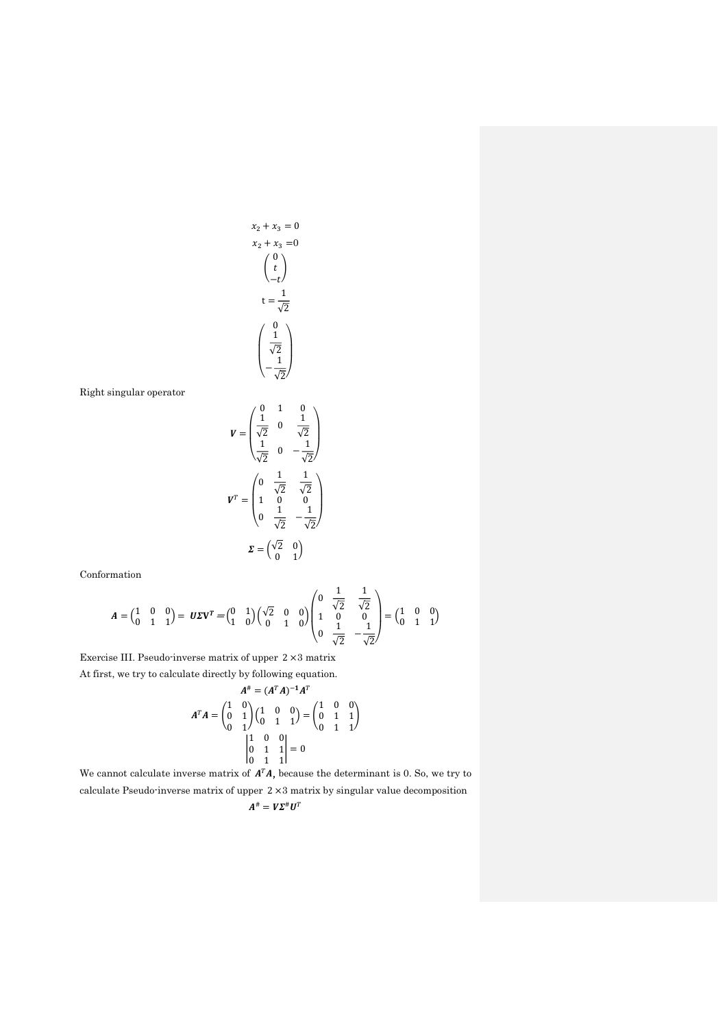$$x_2 + x_3 = 0$$

$$x_2 + x_3 = 0$$

$$\begin{pmatrix} 0 \\ t \\ -t \end{pmatrix}$$

$$\mathrm{t} = \frac{1}{\sqrt{2}}$$

$$\begin{pmatrix} 0 \\ \frac{1}{\sqrt{2}} \\ -\frac{1}{\sqrt{2}} \end{pmatrix}$$

Right singular operator

$$\boldsymbol{V} = \begin{pmatrix} 0 & 1 & 0 \\ \frac{1}{\sqrt{2}} & 0 & \frac{1}{\sqrt{2}} \\ \frac{1}{\sqrt{2}} & 0 & -\frac{1}{\sqrt{2}} \end{pmatrix}$$

$$\boldsymbol{V}^T = \begin{pmatrix} 0 & \frac{1}{\sqrt{2}} & \frac{1}{\sqrt{2}} \\ 1 & 0 & 0 \\ 0 & \frac{1}{\sqrt{2}} & -\frac{1}{\sqrt{2}} \end{pmatrix}$$

$$\boldsymbol{\Sigma} = \begin{pmatrix} \sqrt{2} & 0 \\ 0 & 1 \end{pmatrix}$$

Conformation

$$\boldsymbol{A} = \begin{pmatrix} 1 & 0 & 0 \\ 0 & 1 & 1 \end{pmatrix} = \boldsymbol{U\Sigma V^T} = \begin{pmatrix} 0 & 1 \\ 1 & 0 \end{pmatrix} \begin{pmatrix} \sqrt{2} & 0 & 0 \\ 0 & 1 & 0 \end{pmatrix} \begin{pmatrix} 0 & \frac{1}{\sqrt{2}} & \frac{1}{\sqrt{2}} \\ 1 & 0 & 0 \\ 0 & \frac{1}{\sqrt{2}} & -\frac{1}{\sqrt{2}} \end{pmatrix} = \begin{pmatrix} 1 & 0 & 0 \\ 0 & 1 & 1 \end{pmatrix}$$

Exercise III. Pseudo-inverse matrix of upper $2 \times 3$ matrix

At first, we try to calculate directly by following equation.

$$\boldsymbol{A}^{\#} = (\boldsymbol{A}^T \boldsymbol{A})^{-1} \boldsymbol{A}^T$$

$$\boldsymbol{A}^T \boldsymbol{A} = \begin{pmatrix} 1 & 0 \\ 0 & 1 \\ 0 & 1 \end{pmatrix} \begin{pmatrix} 1 & 0 & 0 \\ 0 & 1 & 1 \end{pmatrix} = \begin{pmatrix} 1 & 0 & 0 \\ 0 & 1 & 1 \\ 0 & 1 & 1 \end{pmatrix}$$

$$\begin{vmatrix} 1 & 0 & 0 \\ 0 & 1 & 1 \\ 0 & 1 & 1 \end{vmatrix} = 0$$

We cannot calculate inverse matrix of $\boldsymbol{A}^T\boldsymbol{A}$, because the determinant is 0. So, we try to calculate Pseudo-inverse matrix of upper $2 \times 3$ matrix by singular value decomposition

$$\boldsymbol{A}^{\#} = \boldsymbol{V}\boldsymbol{\Sigma}^{\#}\boldsymbol{U}^T$$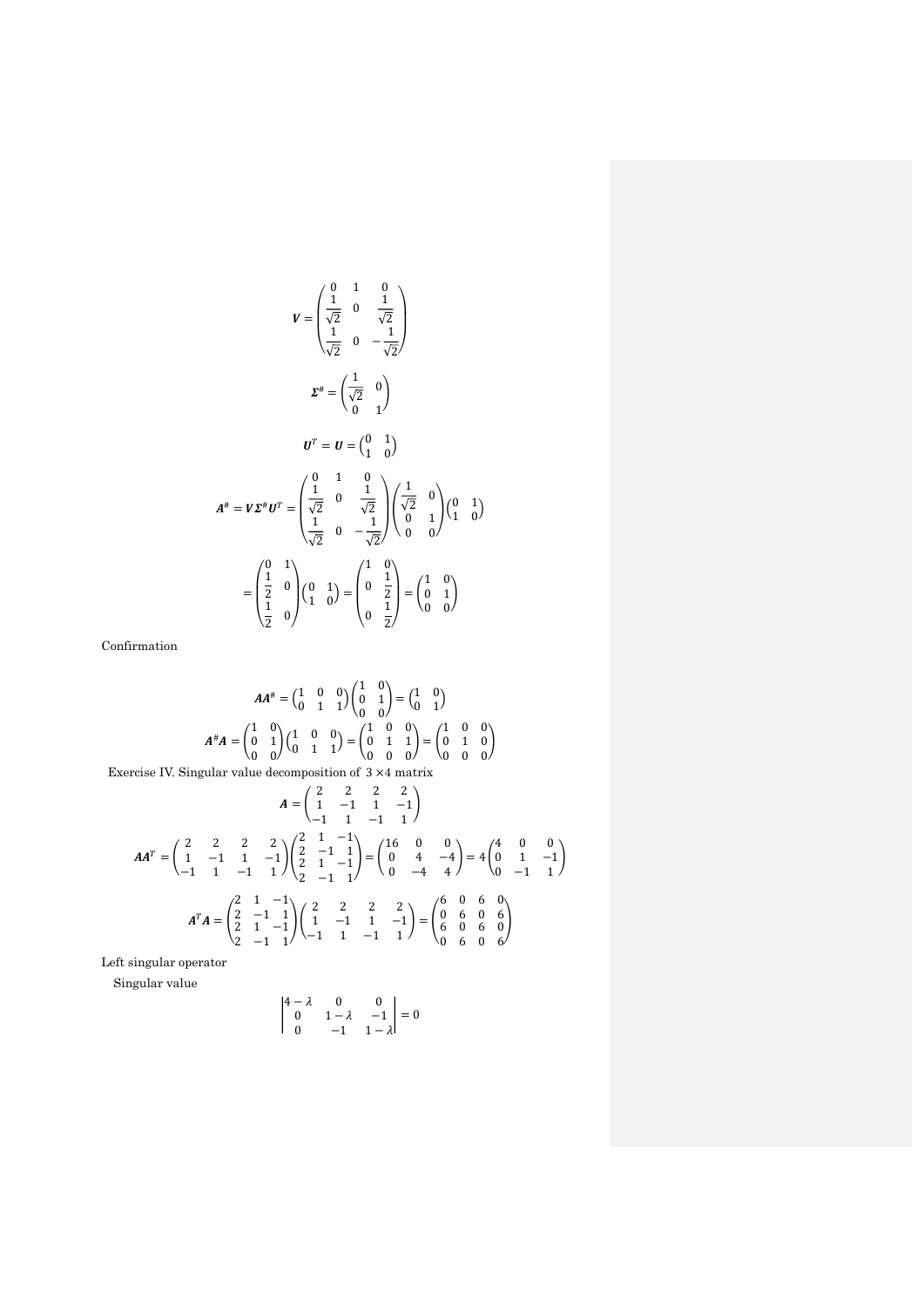$$\boldsymbol{V} = \begin{pmatrix} 0 & 1 & 0 \\ \frac{1}{\sqrt{2}} & 0 & \frac{1}{\sqrt{2}} \\ \frac{1}{\sqrt{2}} & 0 & -\frac{1}{\sqrt{2}} \end{pmatrix}$$

$$\boldsymbol{\Sigma}^{\#} = \begin{pmatrix} \frac{1}{\sqrt{2}} & 0 \\ 0 & 1 \end{pmatrix}$$

$$\boldsymbol{U}^{T} = \boldsymbol{U} = \begin{pmatrix} 0 & 1 \\ 1 & 0 \end{pmatrix}$$

$$\boldsymbol{A}^{\#} = \boldsymbol{V}\boldsymbol{\Sigma}^{\#}\boldsymbol{U}^{T} = \begin{pmatrix} 0 & 1 & 0 \\ \frac{1}{\sqrt{2}} & 0 & \frac{1}{\sqrt{2}} \\ \frac{1}{\sqrt{2}} & 0 & -\frac{1}{\sqrt{2}} \end{pmatrix} \begin{pmatrix} \frac{1}{\sqrt{2}} & 0 \\ 0 & 1 \\ 0 & 0 \end{pmatrix} \begin{pmatrix} 0 & 1 \\ 1 & 0 \end{pmatrix}$$

$$= \begin{pmatrix} 0 & 1 \\ \frac{1}{2} & 0 \\ \frac{1}{2} & 0 \end{pmatrix} \begin{pmatrix} 0 & 1 \\ 1 & 0 \end{pmatrix} = \begin{pmatrix} 1 & 0 \\ 0 & \frac{1}{2} \\ 0 & \frac{1}{2} \end{pmatrix} = \begin{pmatrix} 1 & 0 \\ 0 & 1 \\ 0 & 0 \end{pmatrix}$$

Confirmation

$$\boldsymbol{A}\boldsymbol{A}^{\#} = \begin{pmatrix} 1 & 0 & 0 \\ 0 & 1 & 1 \end{pmatrix} \begin{pmatrix} 1 & 0 \\ 0 & 1 \\ 0 & 0 \end{pmatrix} = \begin{pmatrix} 1 & 0 \\ 0 & 1 \end{pmatrix}$$

$$\boldsymbol{A}^{\#}\boldsymbol{A} = \begin{pmatrix} 1 & 0 \\ 0 & 1 \\ 0 & 0 \end{pmatrix} \begin{pmatrix} 1 & 0 & 0 \\ 0 & 1 & 1 \end{pmatrix} = \begin{pmatrix} 1 & 0 & 0 \\ 0 & 1 & 1 \\ 0 & 0 & 0 \end{pmatrix} = \begin{pmatrix} 1 & 0 & 0 \\ 0 & 1 & 0 \\ 0 & 0 & 0 \end{pmatrix}$$

Exercise IV. Singular value decomposition of $3 \times 4$ matrix

$$\boldsymbol{A} = \begin{pmatrix} 2 & 2 & 2 & 2 \\ 1 & -1 & 1 & -1 \\ -1 & 1 & -1 & 1 \end{pmatrix}$$

$$\boldsymbol{A}\boldsymbol{A}^{T} = \begin{pmatrix} 2 & 2 & 2 & 2 \\ 1 & -1 & 1 & -1 \\ -1 & 1 & -1 & 1 \end{pmatrix} \begin{pmatrix} 2 & 1 & -1 \\ 2 & -1 & 1 \\ 2 & 1 & -1 \\ 2 & -1 & 1 \end{pmatrix} = \begin{pmatrix} 16 & 0 & 0 \\ 0 & 4 & -4 \\ 0 & -4 & 4 \end{pmatrix} = 4\begin{pmatrix} 4 & 0 & 0 \\ 0 & 1 & -1 \\ 0 & -1 & 1 \end{pmatrix}$$

$$\boldsymbol{A}^{T}\boldsymbol{A} = \begin{pmatrix} 2 & 1 & -1 \\ 2 & -1 & 1 \\ 2 & 1 & -1 \\ 2 & -1 & 1 \end{pmatrix} \begin{pmatrix} 2 & 2 & 2 & 2 \\ 1 & -1 & 1 & -1 \\ -1 & 1 & -1 & 1 \end{pmatrix} = \begin{pmatrix} 6 & 0 & 6 & 0 \\ 0 & 6 & 0 & 6 \\ 6 & 0 & 6 & 0 \\ 0 & 6 & 0 & 6 \end{pmatrix}$$

Left singular operator

Singular value

$$\begin{vmatrix} 4-\lambda & 0 & 0 \\ 0 & 1-\lambda & -1 \\ 0 & -1 & 1-\lambda \end{vmatrix} = 0$$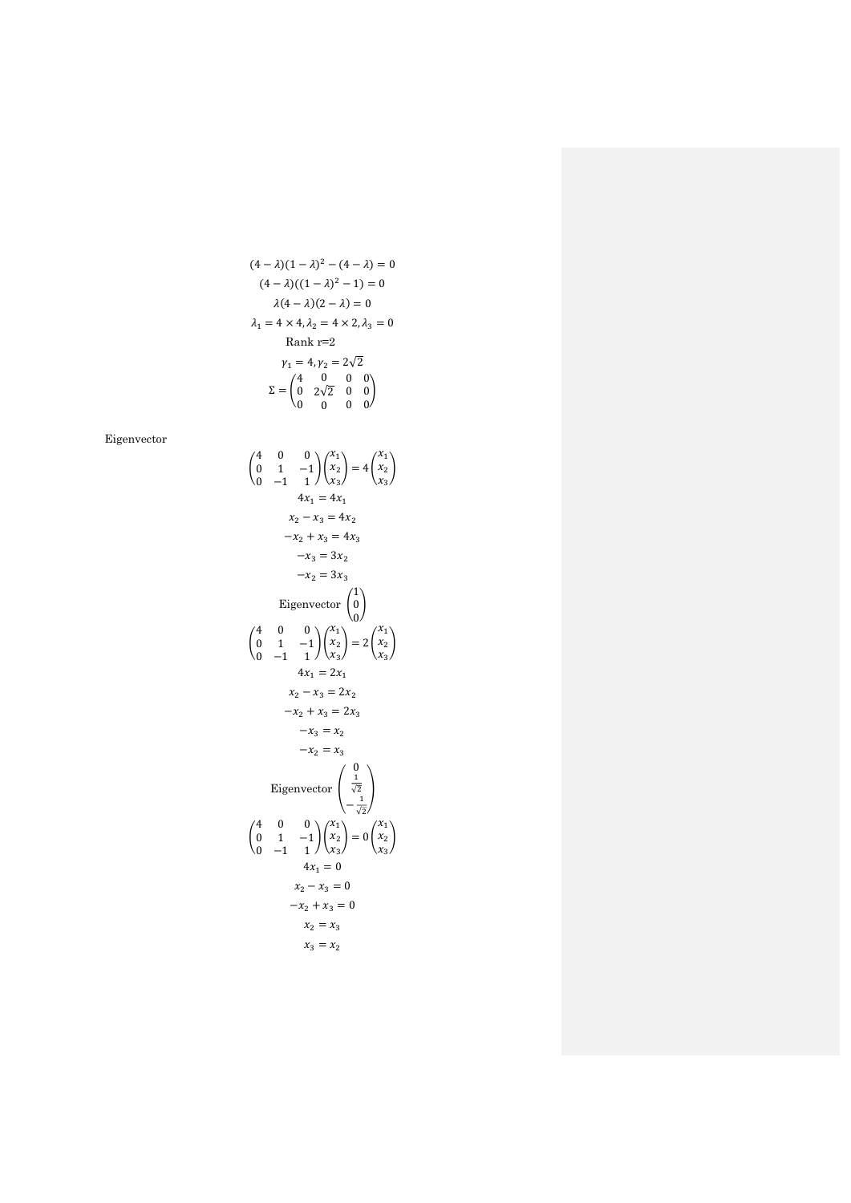$$(4-\lambda)(1-\lambda)^2-(4-\lambda)=0$$

$$(4-\lambda)((1-\lambda)^2-1)=0$$

$$\lambda(4-\lambda)(2-\lambda)=0$$

$$\lambda_1=4\times 4, \lambda_2=4\times 2, \lambda_3=0$$

Rank r=2

$$\gamma_1=4, \gamma_2=2\sqrt{2}$$

$$\Sigma=\begin{pmatrix} 4 & 0 & 0 & 0 \\ 0 & 2\sqrt{2} & 0 & 0 \\ 0 & 0 & 0 & 0 \end{pmatrix}$$

Eigenvector

$$\begin{pmatrix} 4 & 0 & 0 \\ 0 & 1 & -1 \\ 0 & -1 & 1 \end{pmatrix}\begin{pmatrix} x_1 \\ x_2 \\ x_3 \end{pmatrix}=4\begin{pmatrix} x_1 \\ x_2 \\ x_3 \end{pmatrix}$$

$$4x_1=4x_1$$

$$x_2-x_3=4x_2$$

$$-x_2+x_3=4x_3$$

$$-x_3=3x_2$$

$$-x_2=3x_3$$

Eigenvector $\begin{pmatrix} 1 \\ 0 \\ 0 \end{pmatrix}$

$$\begin{pmatrix} 4 & 0 & 0 \\ 0 & 1 & -1 \\ 0 & -1 & 1 \end{pmatrix}\begin{pmatrix} x_1 \\ x_2 \\ x_3 \end{pmatrix}=2\begin{pmatrix} x_1 \\ x_2 \\ x_3 \end{pmatrix}$$

$$4x_1=2x_1$$

$$x_2-x_3=2x_2$$

$$-x_2+x_3=2x_3$$

$$-x_3=x_2$$

$$-x_2=x_3$$

Eigenvector $\begin{pmatrix} 0 \\ \frac{1}{\sqrt{2}} \\ -\frac{1}{\sqrt{2}} \end{pmatrix}$

$$\begin{pmatrix} 4 & 0 & 0 \\ 0 & 1 & -1 \\ 0 & -1 & 1 \end{pmatrix}\begin{pmatrix} x_1 \\ x_2 \\ x_3 \end{pmatrix}=0\begin{pmatrix} x_1 \\ x_2 \\ x_3 \end{pmatrix}$$

$$4x_1=0$$

$$x_2-x_3=0$$

$$-x_2+x_3=0$$

$$x_2=x_3$$

$$x_3=x_2$$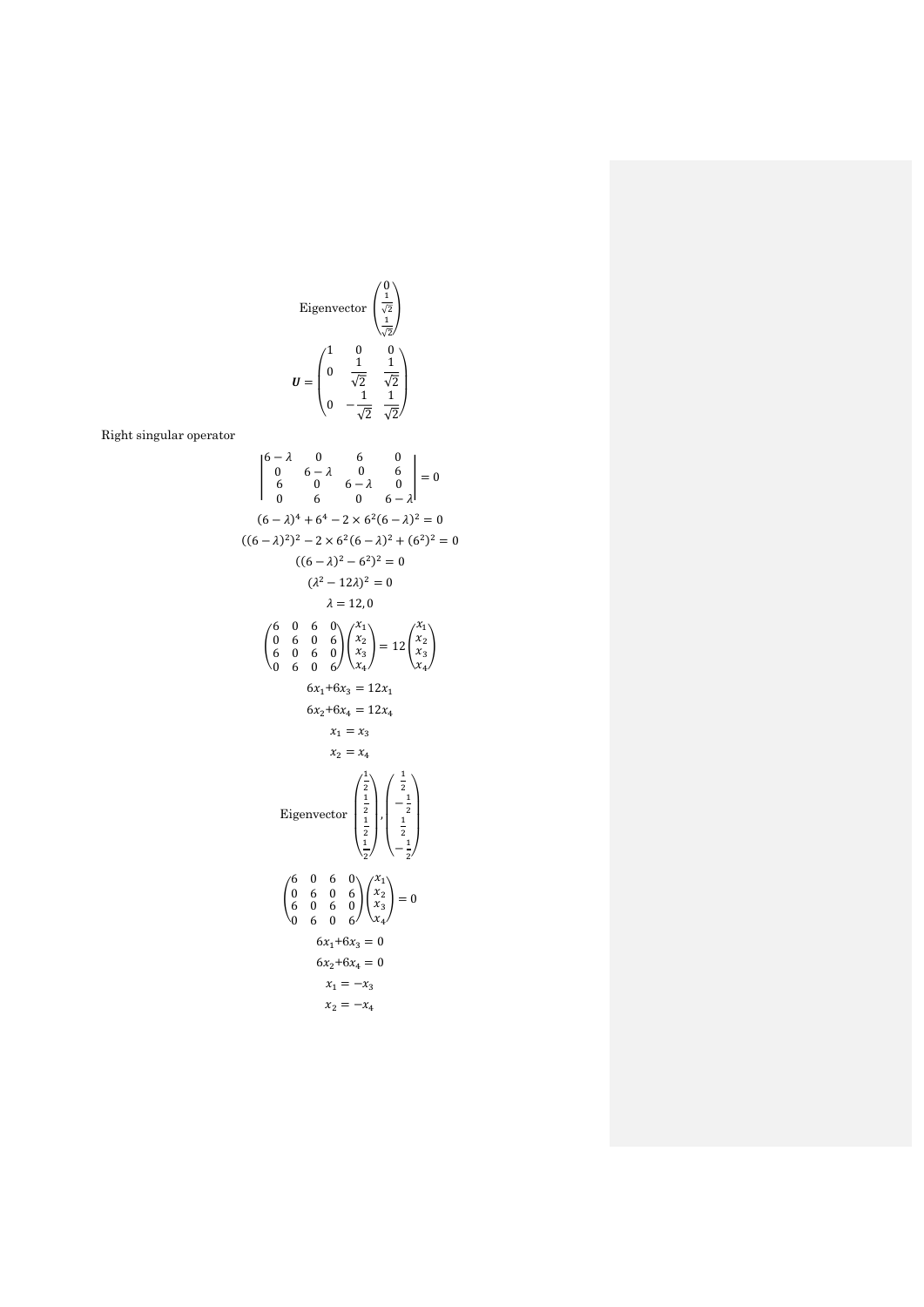$$\text{Eigenvector } \begin{pmatrix} 0 \\ \frac{1}{\sqrt{2}} \\ \frac{1}{\sqrt{2}} \end{pmatrix}$$

$$\boldsymbol{U} = \begin{pmatrix} 1 & 0 & 0 \\ 0 & \dfrac{1}{\sqrt{2}} & \dfrac{1}{\sqrt{2}} \\ 0 & -\dfrac{1}{\sqrt{2}} & \dfrac{1}{\sqrt{2}} \end{pmatrix}$$

Right singular operator

$$\begin{vmatrix} 6-\lambda & 0 & 6 & 0 \\ 0 & 6-\lambda & 0 & 6 \\ 6 & 0 & 6-\lambda & 0 \\ 0 & 6 & 0 & 6-\lambda \end{vmatrix} = 0$$

$$(6-\lambda)^4 + 6^4 - 2 \times 6^2(6-\lambda)^2 = 0$$

$$((6-\lambda)^2)^2 - 2 \times 6^2(6-\lambda)^2 + (6^2)^2 = 0$$

$$((6-\lambda)^2 - 6^2)^2 = 0$$

$$(\lambda^2 - 12\lambda)^2 = 0$$

$$\lambda = 12, 0$$

$$\begin{pmatrix} 6 & 0 & 6 & 0 \\ 0 & 6 & 0 & 6 \\ 6 & 0 & 6 & 0 \\ 0 & 6 & 0 & 6 \end{pmatrix} \begin{pmatrix} x_1 \\ x_2 \\ x_3 \\ x_4 \end{pmatrix} = 12 \begin{pmatrix} x_1 \\ x_2 \\ x_3 \\ x_4 \end{pmatrix}$$

$$6x_1 + 6x_3 = 12x_1$$

$$6x_2 + 6x_4 = 12x_4$$

$$x_1 = x_3$$

$$x_2 = x_4$$

$$\text{Eigenvector } \begin{pmatrix} \frac{1}{2} \\ \frac{1}{2} \\ \frac{1}{2} \\ \frac{1}{2} \end{pmatrix}, \begin{pmatrix} \frac{1}{2} \\ -\frac{1}{2} \\ \frac{1}{2} \\ -\frac{1}{2} \end{pmatrix}$$

$$\begin{pmatrix} 6 & 0 & 6 & 0 \\ 0 & 6 & 0 & 6 \\ 6 & 0 & 6 & 0 \\ 0 & 6 & 0 & 6 \end{pmatrix} \begin{pmatrix} x_1 \\ x_2 \\ x_3 \\ x_4 \end{pmatrix} = 0$$

$$6x_1 + 6x_3 = 0$$

$$6x_2 + 6x_4 = 0$$

$$x_1 = -x_3$$

$$x_2 = -x_4$$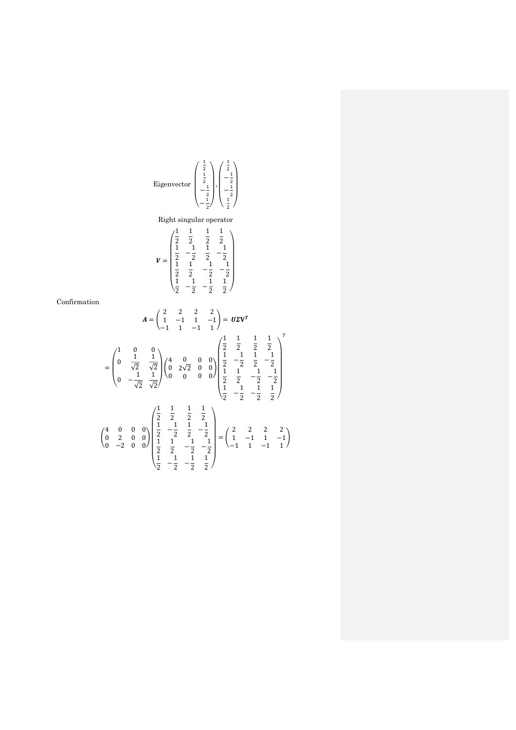$$\text{Eigenvector}\begin{pmatrix}\frac{1}{2}\\ \frac{1}{2}\\ -\frac{1}{2}\\ -\frac{1}{2}\end{pmatrix},\begin{pmatrix}\frac{1}{2}\\ -\frac{1}{2}\\ -\frac{1}{2}\\ \frac{1}{2}\end{pmatrix}$$

Right singular operator

$$\boldsymbol{V}=\begin{pmatrix}\frac{1}{2} & \frac{1}{2} & \frac{1}{2} & \frac{1}{2}\\ \frac{1}{2} & -\frac{1}{2} & \frac{1}{2} & -\frac{1}{2}\\ \frac{1}{2} & \frac{1}{2} & -\frac{1}{2} & -\frac{1}{2}\\ \frac{1}{2} & -\frac{1}{2} & -\frac{1}{2} & \frac{1}{2}\end{pmatrix}$$

Confirmation

$$\boldsymbol{A}=\begin{pmatrix}2 & 2 & 2 & 2\\ 1 & -1 & 1 & -1\\ -1 & 1 & -1 & 1\end{pmatrix}=\boldsymbol{U\Sigma}\mathbf{V}^{\boldsymbol{T}}$$

$$=\begin{pmatrix}1 & 0 & 0\\ 0 & \frac{1}{\sqrt{2}} & \frac{1}{\sqrt{2}}\\ 0 & -\frac{1}{\sqrt{2}} & \frac{1}{\sqrt{2}}\end{pmatrix}\begin{pmatrix}4 & 0 & 0 & 0\\ 0 & 2\sqrt{2} & 0 & 0\\ 0 & 0 & 0 & 0\end{pmatrix}\begin{pmatrix}\frac{1}{2} & \frac{1}{2} & \frac{1}{2} & \frac{1}{2}\\ \frac{1}{2} & -\frac{1}{2} & \frac{1}{2} & -\frac{1}{2}\\ \frac{1}{2} & \frac{1}{2} & -\frac{1}{2} & -\frac{1}{2}\\ \frac{1}{2} & -\frac{1}{2} & -\frac{1}{2} & \frac{1}{2}\end{pmatrix}^{T}$$

$$\begin{pmatrix}4 & 0 & 0 & 0\\ 0 & 2 & 0 & 0\\ 0 & -2 & 0 & 0\end{pmatrix}\begin{pmatrix}\frac{1}{2} & \frac{1}{2} & \frac{1}{2} & \frac{1}{2}\\ \frac{1}{2} & -\frac{1}{2} & \frac{1}{2} & -\frac{1}{2}\\ \frac{1}{2} & \frac{1}{2} & -\frac{1}{2} & -\frac{1}{2}\\ \frac{1}{2} & -\frac{1}{2} & -\frac{1}{2} & \frac{1}{2}\end{pmatrix}=\begin{pmatrix}2 & 2 & 2 & 2\\ 1 & -1 & 1 & -1\\ -1 & 1 & -1 & 1\end{pmatrix}$$